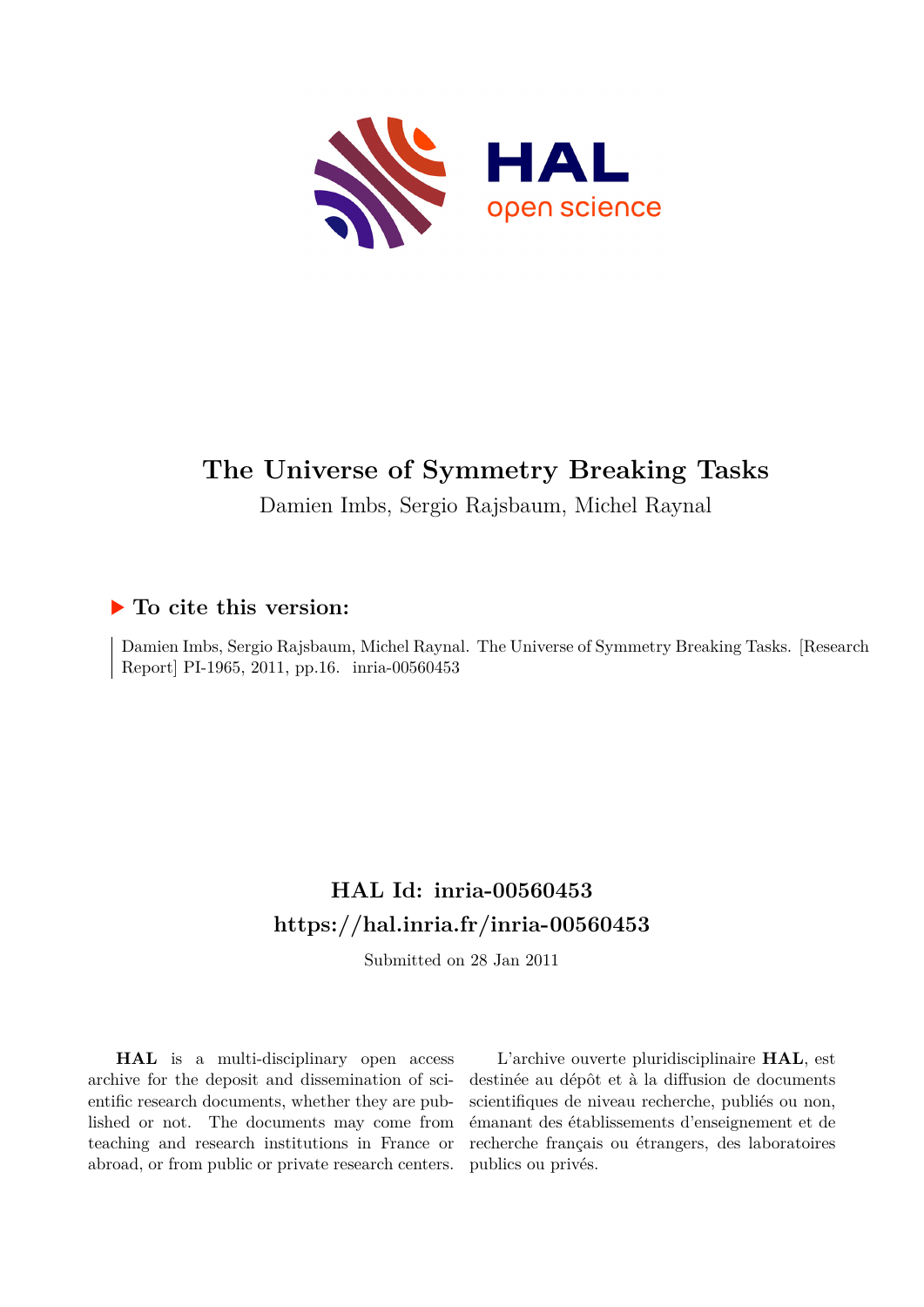HAL
open science

# The Universe of Symmetry Breaking Tasks

Damien Imbs, Sergio Rajsbaum, Michel Raynal

## ▶ To cite this version:

Damien Imbs, Sergio Rajsbaum, Michel Raynal. The Universe of Symmetry Breaking Tasks. [Research Report] PI-1965, 2011, pp.16. inria-00560453

## HAL Id: inria-00560453
## https://hal.inria.fr/inria-00560453

Submitted on 28 Jan 2011

**HAL** is a multi-disciplinary open access archive for the deposit and dissemination of scientific research documents, whether they are published or not. The documents may come from teaching and research institutions in France or abroad, or from public or private research centers.

L'archive ouverte pluridisciplinaire **HAL**, est destinée au dépôt et à la diffusion de documents scientifiques de niveau recherche, publiés ou non, émanant des établissements d'enseignement et de recherche français ou étrangers, des laboratoires publics ou privés.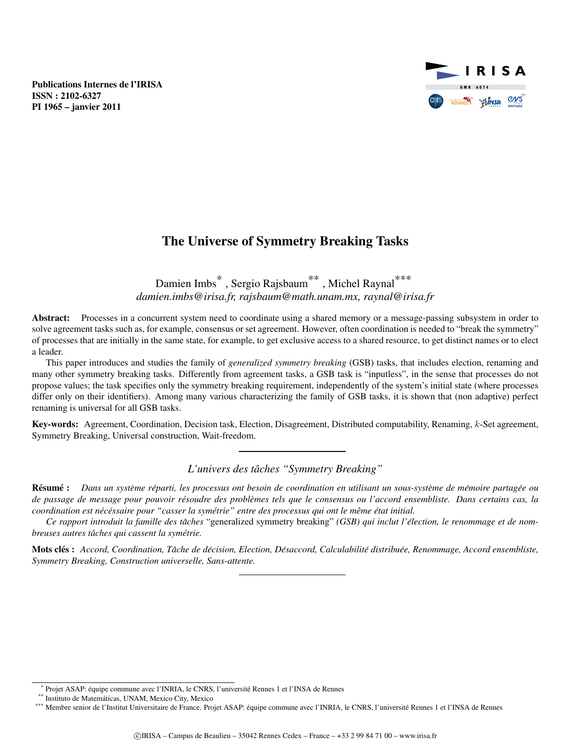Publications Internes de l'IRISA
ISSN : 2102-6327
PI 1965 – janvier 2011

# The Universe of Symmetry Breaking Tasks

Damien Imbs[*] , Sergio Rajsbaum[**] , Michel Raynal[***]
*damien.imbs@irisa.fr, rajsbaum@math.unam.mx, raynal@irisa.fr*

**Abstract:** Processes in a concurrent system need to coordinate using a shared memory or a message-passing subsystem in order to solve agreement tasks such as, for example, consensus or set agreement. However, often coordination is needed to "break the symmetry" of processes that are initially in the same state, for example, to get exclusive access to a shared resource, to get distinct names or to elect a leader.

This paper introduces and studies the family of *generalized symmetry breaking* (GSB) tasks, that includes election, renaming and many other symmetry breaking tasks. Differently from agreement tasks, a GSB task is "inputless", in the sense that processes do not propose values; the task specifies only the symmetry breaking requirement, independently of the system's initial state (where processes differ only on their identifiers). Among many various characterizing the family of GSB tasks, it is shown that (non adaptive) perfect renaming is universal for all GSB tasks.

**Key-words:** Agreement, Coordination, Decision task, Election, Disagreement, Distributed computability, Renaming, $k$-Set agreement, Symmetry Breaking, Universal construction, Wait-freedom.

---

*L'univers des tâches "Symmetry Breaking"*

**Résumé :** *Dans un système réparti, les processus ont besoin de coordination en utilisant un sous-système de mémoire partagée ou de passage de message pour pouvoir résoudre des problèmes tels que le consensus ou l'accord ensembliste. Dans certains cas, la coordination est nécéssaire pour "casser la symétrie" entre des processus qui ont le même état initial.*

*Ce rapport introduit la famille des tâches* "generalized symmetry breaking" *(GSB) qui inclut l'élection, le renommage et de nombreuses autres tâches qui cassent la symétrie.*

**Mots clés :** *Accord, Coordination, Tâche de décision, Election, Désaccord, Calculabilité distribuée, Renommage, Accord ensembliste, Symmetry Breaking, Construction universelle, Sans-attente.*

---

[*] Projet ASAP: équipe commune avec l'INRIA, le CNRS, l'université Rennes 1 et l'INSA de Rennes
[**] Instituto de Matemáticas, UNAM, Mexico City, Mexico
[***] Membre senior de l'Institut Universitaire de France. Projet ASAP: équipe commune avec l'INRIA, le CNRS, l'université Rennes 1 et l'INSA de Rennes

©IRISA – Campus de Beaulieu – 35042 Rennes Cedex – France – +33 2 99 84 71 00 – www.irisa.fr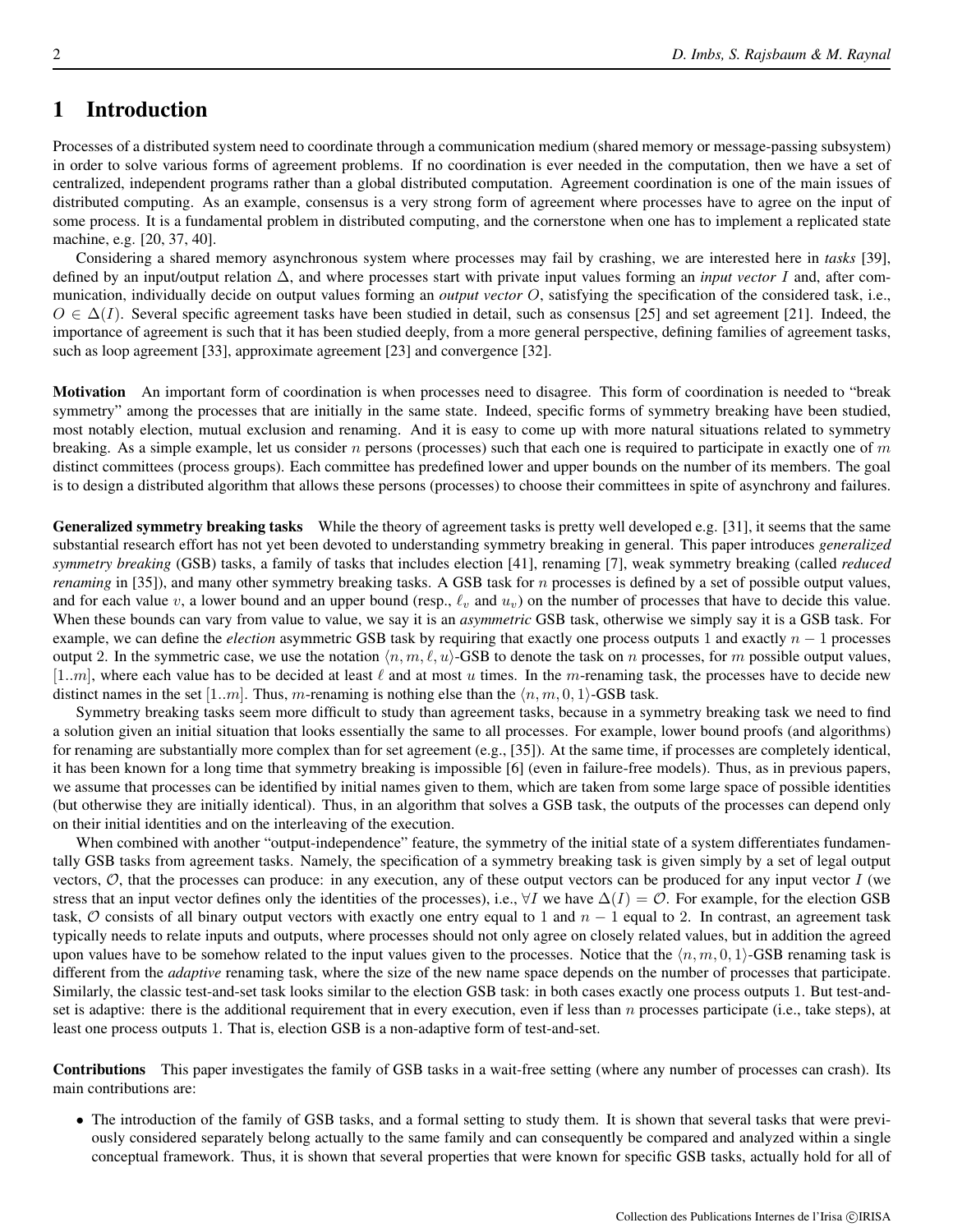# 1 Introduction

Processes of a distributed system need to coordinate through a communication medium (shared memory or message-passing subsystem) in order to solve various forms of agreement problems. If no coordination is ever needed in the computation, then we have a set of centralized, independent programs rather than a global distributed computation. Agreement coordination is one of the main issues of distributed computing. As an example, consensus is a very strong form of agreement where processes have to agree on the input of some process. It is a fundamental problem in distributed computing, and the cornerstone when one has to implement a replicated state machine, e.g. [20, 37, 40].

Considering a shared memory asynchronous system where processes may fail by crashing, we are interested here in *tasks* [39], defined by an input/output relation $\Delta$, and where processes start with private input values forming an *input vector* $I$ and, after communication, individually decide on output values forming an *output vector* $O$, satisfying the specification of the considered task, i.e., $O \in \Delta(I)$. Several specific agreement tasks have been studied in detail, such as consensus [25] and set agreement [21]. Indeed, the importance of agreement is such that it has been studied deeply, from a more general perspective, defining families of agreement tasks, such as loop agreement [33], approximate agreement [23] and convergence [32].

**Motivation** An important form of coordination is when processes need to disagree. This form of coordination is needed to "break symmetry" among the processes that are initially in the same state. Indeed, specific forms of symmetry breaking have been studied, most notably election, mutual exclusion and renaming. And it is easy to come up with more natural situations related to symmetry breaking. As a simple example, let us consider $n$ persons (processes) such that each one is required to participate in exactly one of $m$ distinct committees (process groups). Each committee has predefined lower and upper bounds on the number of its members. The goal is to design a distributed algorithm that allows these persons (processes) to choose their committees in spite of asynchrony and failures.

**Generalized symmetry breaking tasks** While the theory of agreement tasks is pretty well developed e.g. [31], it seems that the same substantial research effort has not yet been devoted to understanding symmetry breaking in general. This paper introduces *generalized symmetry breaking* (GSB) tasks, a family of tasks that includes election [41], renaming [7], weak symmetry breaking (called *reduced renaming* in [35]), and many other symmetry breaking tasks. A GSB task for $n$ processes is defined by a set of possible output values, and for each value $v$, a lower bound and an upper bound (resp., $\ell_v$ and $u_v$) on the number of processes that have to decide this value. When these bounds can vary from value to value, we say it is an *asymmetric* GSB task, otherwise we simply say it is a GSB task. For example, we can define the *election* asymmetric GSB task by requiring that exactly one process outputs 1 and exactly $n-1$ processes output 2. In the symmetric case, we use the notation $\langle n, m, \ell, u \rangle$-GSB to denote the task on $n$ processes, for $m$ possible output values, $[1..m]$, where each value has to be decided at least $\ell$ and at most $u$ times. In the $m$-renaming task, the processes have to decide new distinct names in the set $[1..m]$. Thus, $m$-renaming is nothing else than the $\langle n, m, 0, 1 \rangle$-GSB task.

Symmetry breaking tasks seem more difficult to study than agreement tasks, because in a symmetry breaking task we need to find a solution given an initial situation that looks essentially the same to all processes. For example, lower bound proofs (and algorithms) for renaming are substantially more complex than for set agreement (e.g., [35]). At the same time, if processes are completely identical, it has been known for a long time that symmetry breaking is impossible [6] (even in failure-free models). Thus, as in previous papers, we assume that processes can be identified by initial names given to them, which are taken from some large space of possible identities (but otherwise they are initially identical). Thus, in an algorithm that solves a GSB task, the outputs of the processes can depend only on their initial identities and on the interleaving of the execution.

When combined with another "output-independence" feature, the symmetry of the initial state of a system differentiates fundamentally GSB tasks from agreement tasks. Namely, the specification of a symmetry breaking task is given simply by a set of legal output vectors, $\mathcal{O}$, that the processes can produce: in any execution, any of these output vectors can be produced for any input vector $I$ (we stress that an input vector defines only the identities of the processes), i.e., $\forall I$ we have $\Delta(I) = \mathcal{O}$. For example, for the election GSB task, $\mathcal{O}$ consists of all binary output vectors with exactly one entry equal to 1 and $n-1$ equal to 2. In contrast, an agreement task typically needs to relate inputs and outputs, where processes should not only agree on closely related values, but in addition the agreed upon values have to be somehow related to the input values given to the processes. Notice that the $\langle n, m, 0, 1 \rangle$-GSB renaming task is different from the *adaptive* renaming task, where the size of the new name space depends on the number of processes that participate. Similarly, the classic test-and-set task looks similar to the election GSB task: in both cases exactly one process outputs 1. But test-and-set is adaptive: there is the additional requirement that in every execution, even if less than $n$ processes participate (i.e., take steps), at least one process outputs 1. That is, election GSB is a non-adaptive form of test-and-set.

**Contributions** This paper investigates the family of GSB tasks in a wait-free setting (where any number of processes can crash). Its main contributions are:

- The introduction of the family of GSB tasks, and a formal setting to study them. It is shown that several tasks that were previously considered separately belong actually to the same family and can consequently be compared and analyzed within a single conceptual framework. Thus, it is shown that several properties that were known for specific GSB tasks, actually hold for all of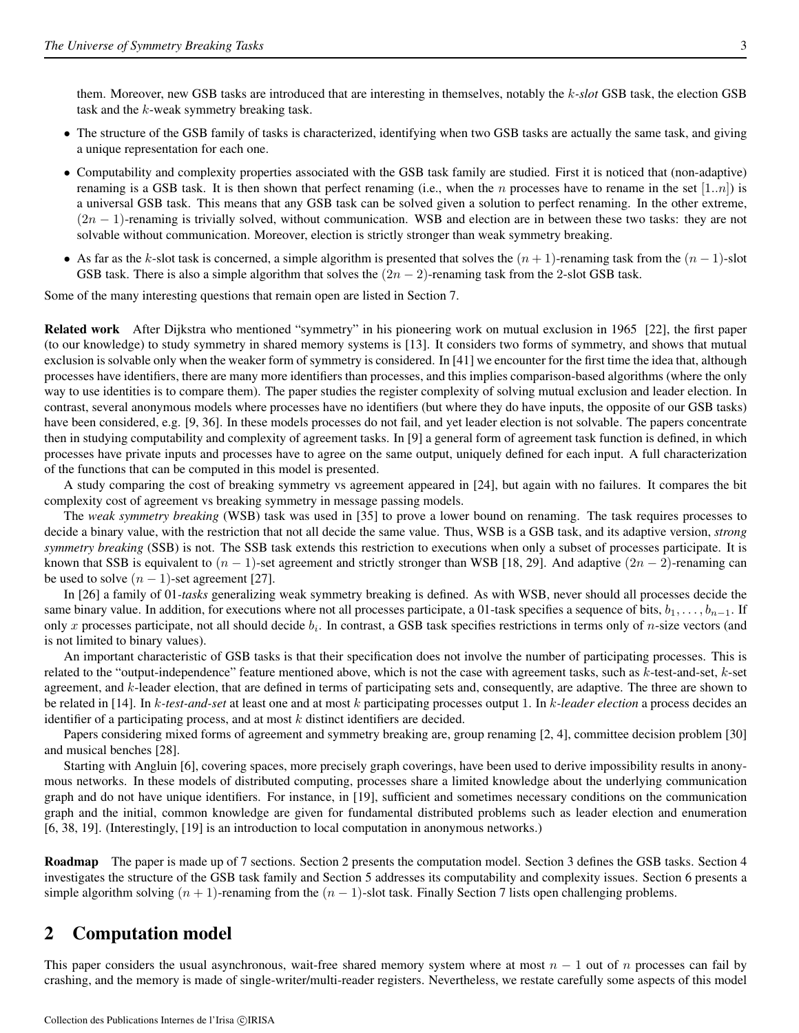them. Moreover, new GSB tasks are introduced that are interesting in themselves, notably the $k$-*slot* GSB task, the election GSB task and the $k$-weak symmetry breaking task.

- The structure of the GSB family of tasks is characterized, identifying when two GSB tasks are actually the same task, and giving a unique representation for each one.
- Computability and complexity properties associated with the GSB task family are studied. First it is noticed that (non-adaptive) renaming is a GSB task. It is then shown that perfect renaming (i.e., when the $n$ processes have to rename in the set $[1..n]$) is a universal GSB task. This means that any GSB task can be solved given a solution to perfect renaming. In the other extreme, $(2n-1)$-renaming is trivially solved, without communication. WSB and election are in between these two tasks: they are not solvable without communication. Moreover, election is strictly stronger than weak symmetry breaking.
- As far as the $k$-slot task is concerned, a simple algorithm is presented that solves the $(n+1)$-renaming task from the $(n-1)$-slot GSB task. There is also a simple algorithm that solves the $(2n-2)$-renaming task from the 2-slot GSB task.

Some of the many interesting questions that remain open are listed in Section 7.

**Related work** After Dijkstra who mentioned "symmetry" in his pioneering work on mutual exclusion in 1965 [22], the first paper (to our knowledge) to study symmetry in shared memory systems is [13]. It considers two forms of symmetry, and shows that mutual exclusion is solvable only when the weaker form of symmetry is considered. In [41] we encounter for the first time the idea that, although processes have identifiers, there are many more identifiers than processes, and this implies comparison-based algorithms (where the only way to use identities is to compare them). The paper studies the register complexity of solving mutual exclusion and leader election. In contrast, several anonymous models where processes have no identifiers (but where they do have inputs, the opposite of our GSB tasks) have been considered, e.g. [9, 36]. In these models processes do not fail, and yet leader election is not solvable. The papers concentrate then in studying computability and complexity of agreement tasks. In [9] a general form of agreement task function is defined, in which processes have private inputs and processes have to agree on the same output, uniquely defined for each input. A full characterization of the functions that can be computed in this model is presented.

A study comparing the cost of breaking symmetry vs agreement appeared in [24], but again with no failures. It compares the bit complexity cost of agreement vs breaking symmetry in message passing models.

The *weak symmetry breaking* (WSB) task was used in [35] to prove a lower bound on renaming. The task requires processes to decide a binary value, with the restriction that not all decide the same value. Thus, WSB is a GSB task, and its adaptive version, *strong symmetry breaking* (SSB) is not. The SSB task extends this restriction to executions when only a subset of processes participate. It is known that SSB is equivalent to $(n-1)$-set agreement and strictly stronger than WSB [18, 29]. And adaptive $(2n-2)$-renaming can be used to solve $(n-1)$-set agreement [27].

In [26] a family of 01-*tasks* generalizing weak symmetry breaking is defined. As with WSB, never should all processes decide the same binary value. In addition, for executions where not all processes participate, a 01-task specifies a sequence of bits, $b_1, \ldots, b_{n-1}$. If only $x$ processes participate, not all should decide $b_i$. In contrast, a GSB task specifies restrictions in terms only of $n$-size vectors (and is not limited to binary values).

An important characteristic of GSB tasks is that their specification does not involve the number of participating processes. This is related to the "output-independence" feature mentioned above, which is not the case with agreement tasks, such as $k$-test-and-set, $k$-set agreement, and $k$-leader election, that are defined in terms of participating sets and, consequently, are adaptive. The three are shown to be related in [14]. In $k$-*test-and-set* at least one and at most $k$ participating processes output 1. In $k$-*leader election* a process decides an identifier of a participating process, and at most $k$ distinct identifiers are decided.

Papers considering mixed forms of agreement and symmetry breaking are, group renaming [2, 4], committee decision problem [30] and musical benches [28].

Starting with Angluin [6], covering spaces, more precisely graph coverings, have been used to derive impossibility results in anonymous networks. In these models of distributed computing, processes share a limited knowledge about the underlying communication graph and do not have unique identifiers. For instance, in [19], sufficient and sometimes necessary conditions on the communication graph and the initial, common knowledge are given for fundamental distributed problems such as leader election and enumeration [6, 38, 19]. (Interestingly, [19] is an introduction to local computation in anonymous networks.)

**Roadmap** The paper is made up of 7 sections. Section 2 presents the computation model. Section 3 defines the GSB tasks. Section 4 investigates the structure of the GSB task family and Section 5 addresses its computability and complexity issues. Section 6 presents a simple algorithm solving $(n+1)$-renaming from the $(n-1)$-slot task. Finally Section 7 lists open challenging problems.

## 2 Computation model

This paper considers the usual asynchronous, wait-free shared memory system where at most $n-1$ out of $n$ processes can fail by crashing, and the memory is made of single-writer/multi-reader registers. Nevertheless, we restate carefully some aspects of this model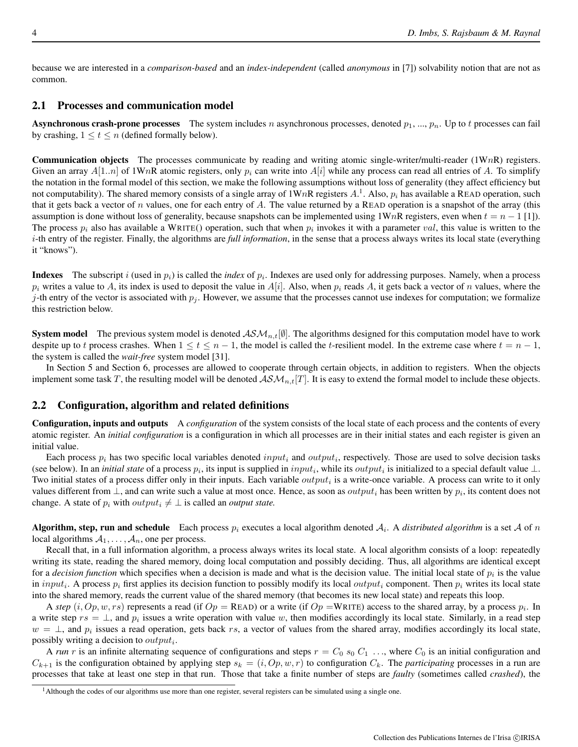because we are interested in a *comparison-based* and an *index-independent* (called *anonymous* in [7]) solvability notion that are not as common.

## 2.1 Processes and communication model

**Asynchronous crash-prone processes** The system includes $n$ asynchronous processes, denoted $p_1, ..., p_n$. Up to $t$ processes can fail by crashing, $1 \leq t \leq n$ (defined formally below).

**Communication objects** The processes communicate by reading and writing atomic single-writer/multi-reader (1W$n$R) registers. Given an array $A[1..n]$ of 1W$n$R atomic registers, only $p_i$ can write into $A[i]$ while any process can read all entries of $A$. To simplify the notation in the formal model of this section, we make the following assumptions without loss of generality (they affect efficiency but not computability). The shared memory consists of a single array of 1W$n$R registers $A$.[1]. Also, $p_i$ has available a READ operation, such that it gets back a vector of $n$ values, one for each entry of $A$. The value returned by a READ operation is a snapshot of the array (this assumption is done without loss of generality, because snapshots can be implemented using 1W$n$R registers, even when $t = n-1$ [1]). The process $p_i$ also has available a WRITE() operation, such that when $p_i$ invokes it with a parameter $val$, this value is written to the $i$-th entry of the register. Finally, the algorithms are *full information*, in the sense that a process always writes its local state (everything it "knows").

**Indexes** The subscript $i$ (used in $p_i$) is called the *index* of $p_i$. Indexes are used only for addressing purposes. Namely, when a process $p_i$ writes a value to $A$, its index is used to deposit the value in $A[i]$. Also, when $p_i$ reads $A$, it gets back a vector of $n$ values, where the $j$-th entry of the vector is associated with $p_j$. However, we assume that the processes cannot use indexes for computation; we formalize this restriction below.

**System model** The previous system model is denoted $\mathcal{ASM}_{n,t}[\emptyset]$. The algorithms designed for this computation model have to work despite up to $t$ process crashes. When $1 \leq t \leq n-1$, the model is called the $t$-resilient model. In the extreme case where $t = n-1$, the system is called the *wait-free* system model [31].

In Section 5 and Section 6, processes are allowed to cooperate through certain objects, in addition to registers. When the objects implement some task $T$, the resulting model will be denoted $\mathcal{ASM}_{n,t}[T]$. It is easy to extend the formal model to include these objects.

## 2.2 Configuration, algorithm and related definitions

**Configuration, inputs and outputs** A *configuration* of the system consists of the local state of each process and the contents of every atomic register. An *initial configuration* is a configuration in which all processes are in their initial states and each register is given an initial value.

Each process $p_i$ has two specific local variables denoted $input_i$ and $output_i$, respectively. Those are used to solve decision tasks (see below). In an *initial state* of a process $p_i$, its input is supplied in $input_i$, while its $output_i$ is initialized to a special default value $\perp$. Two initial states of a process differ only in their inputs. Each variable $output_i$ is a write-once variable. A process can write to it only values different from $\perp$, and can write such a value at most once. Hence, as soon as $output_i$ has been written by $p_i$, its content does not change. A state of $p_i$ with $output_i \neq \perp$ is called an *output state.*

**Algorithm, step, run and schedule** Each process $p_i$ executes a local algorithm denoted $\mathcal{A}_i$. A *distributed algorithm* is a set $\mathcal{A}$ of $n$ local algorithms $\mathcal{A}_1, \ldots, \mathcal{A}_n$, one per process.

Recall that, in a full information algorithm, a process always writes its local state. A local algorithm consists of a loop: repeatedly writing its state, reading the shared memory, doing local computation and possibly deciding. Thus, all algorithms are identical except for a *decision function* which specifies when a decision is made and what is the decision value. The initial local state of $p_i$ is the value in $input_i$. A process $p_i$ first applies its decision function to possibly modify its local $output_i$ component. Then $p_i$ writes its local state into the shared memory, reads the current value of the shared memory (that becomes its new local state) and repeats this loop.

A *step* $(i, Op, w, rs)$ represents a read (if $Op =$ READ) or a write (if $Op =$WRITE) access to the shared array, by a process $p_i$. In a write step $rs = \perp$, and $p_i$ issues a write operation with value $w$, then modifies accordingly its local state. Similarly, in a read step $w = \perp$, and $p_i$ issues a read operation, gets back $rs$, a vector of values from the shared array, modifies accordingly its local state, possibly writing a decision to $output_i$.

A *run* $r$ is an infinite alternating sequence of configurations and steps $r = C_0\ s_0\ C_1\ \ldots$, where $C_0$ is an initial configuration and $C_{k+1}$ is the configuration obtained by applying step $s_k = (i, Op, w, r)$ to configuration $C_k$. The *participating* processes in a run are processes that take at least one step in that run. Those that take a finite number of steps are *faulty* (sometimes called *crashed*), the

[1] Although the codes of our algorithms use more than one register, several registers can be simulated using a single one.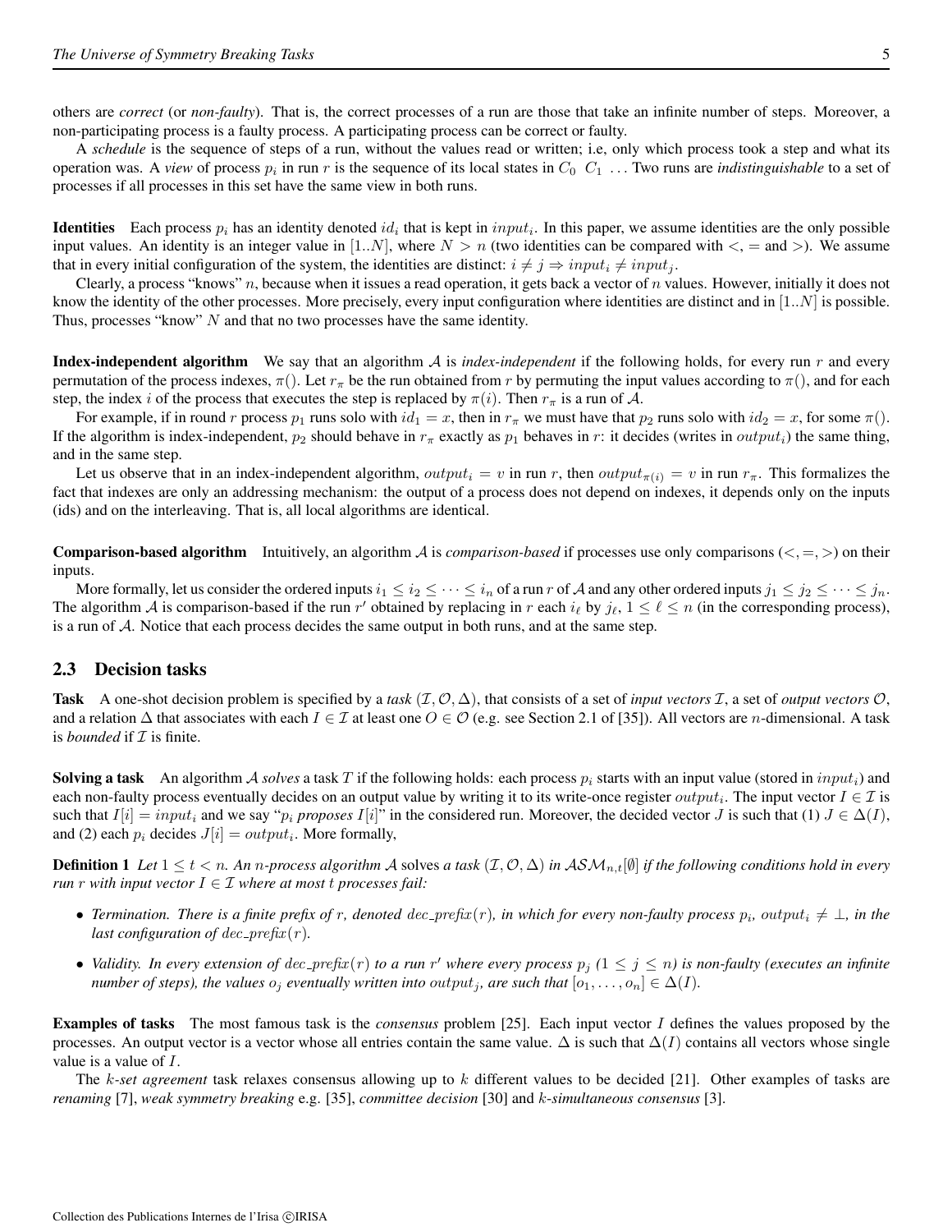others are *correct* (or *non-faulty*). That is, the correct processes of a run are those that take an infinite number of steps. Moreover, a non-participating process is a faulty process. A participating process can be correct or faulty.

A *schedule* is the sequence of steps of a run, without the values read or written; i.e, only which process took a step and what its operation was. A *view* of process $p_i$ in run $r$ is the sequence of its local states in $C_0$ $C_1$ ... Two runs are *indistinguishable* to a set of processes if all processes in this set have the same view in both runs.

**Identities** Each process $p_i$ has an identity denoted $id_i$ that is kept in $input_i$. In this paper, we assume identities are the only possible input values. An identity is an integer value in $[1..N]$, where $N > n$ (two identities can be compared with $<$, $=$ and $>$). We assume that in every initial configuration of the system, the identities are distinct: $i \neq j \Rightarrow input_i \neq input_j$.

Clearly, a process "knows" $n$, because when it issues a read operation, it gets back a vector of $n$ values. However, initially it does not know the identity of the other processes. More precisely, every input configuration where identities are distinct and in $[1..N]$ is possible. Thus, processes "know" $N$ and that no two processes have the same identity.

**Index-independent algorithm** We say that an algorithm $\mathcal{A}$ is *index-independent* if the following holds, for every run $r$ and every permutation of the process indexes, $\pi()$. Let $r_\pi$ be the run obtained from $r$ by permuting the input values according to $\pi()$, and for each step, the index $i$ of the process that executes the step is replaced by $\pi(i)$. Then $r_\pi$ is a run of $\mathcal{A}$.

For example, if in round $r$ process $p_1$ runs solo with $id_1 = x$, then in $r_\pi$ we must have that $p_2$ runs solo with $id_2 = x$, for some $\pi()$. If the algorithm is index-independent, $p_2$ should behave in $r_\pi$ exactly as $p_1$ behaves in $r$: it decides (writes in $output_i$) the same thing, and in the same step.

Let us observe that in an index-independent algorithm, $output_i = v$ in run $r$, then $output_{\pi(i)} = v$ in run $r_\pi$. This formalizes the fact that indexes are only an addressing mechanism: the output of a process does not depend on indexes, it depends only on the inputs (ids) and on the interleaving. That is, all local algorithms are identical.

**Comparison-based algorithm** Intuitively, an algorithm $\mathcal{A}$ is *comparison-based* if processes use only comparisons ($<, =, >$) on their inputs.

More formally, let us consider the ordered inputs $i_1 \leq i_2 \leq \cdots \leq i_n$ of a run $r$ of $\mathcal{A}$ and any other ordered inputs $j_1 \leq j_2 \leq \cdots \leq j_n$. The algorithm $\mathcal{A}$ is comparison-based if the run $r'$ obtained by replacing in $r$ each $i_\ell$ by $j_\ell$, $1 \leq \ell \leq n$ (in the corresponding process), is a run of $\mathcal{A}$. Notice that each process decides the same output in both runs, and at the same step.

## 2.3 Decision tasks

**Task** A one-shot decision problem is specified by a *task* $(\mathcal{I}, \mathcal{O}, \Delta)$, that consists of a set of *input vectors* $\mathcal{I}$, a set of *output vectors* $\mathcal{O}$, and a relation $\Delta$ that associates with each $I \in \mathcal{I}$ at least one $O \in \mathcal{O}$ (e.g. see Section 2.1 of [35]). All vectors are $n$-dimensional. A task is *bounded* if $\mathcal{I}$ is finite.

**Solving a task** An algorithm $\mathcal{A}$ *solves* a task $T$ if the following holds: each process $p_i$ starts with an input value (stored in $input_i$) and each non-faulty process eventually decides on an output value by writing it to its write-once register $output_i$. The input vector $I \in \mathcal{I}$ is such that $I[i] = input_i$ and we say "$p_i$ *proposes* $I[i]$" in the considered run. Moreover, the decided vector $J$ is such that (1) $J \in \Delta(I)$, and (2) each $p_i$ decides $J[i] = output_i$. More formally,

**Definition 1** *Let $1 \leq t < n$. An $n$-process algorithm $\mathcal{A}$ solves a task $(\mathcal{I}, \mathcal{O}, \Delta)$ in $\mathcal{ASM}_{n,t}[\emptyset]$ if the following conditions hold in every run $r$ with input vector $I \in \mathcal{I}$ where at most $t$ processes fail:*

- *Termination. There is a finite prefix of $r$, denoted $dec\_prefix(r)$, in which for every non-faulty process $p_i$, $output_i \neq \bot$, in the last configuration of $dec\_prefix(r)$.*
- *Validity. In every extension of $dec\_prefix(r)$ to a run $r'$ where every process $p_j$ ($1 \leq j \leq n$) is non-faulty (executes an infinite number of steps), the values $o_j$ eventually written into $output_j$, are such that $[o_1, \ldots, o_n] \in \Delta(I)$.*

**Examples of tasks** The most famous task is the *consensus* problem [25]. Each input vector $I$ defines the values proposed by the processes. An output vector is a vector whose all entries contain the same value. $\Delta$ is such that $\Delta(I)$ contains all vectors whose single value is a value of $I$.

The $k$-*set agreement* task relaxes consensus allowing up to $k$ different values to be decided [21]. Other examples of tasks are *renaming* [7], *weak symmetry breaking* e.g. [35], *committee decision* [30] and $k$-*simultaneous consensus* [3].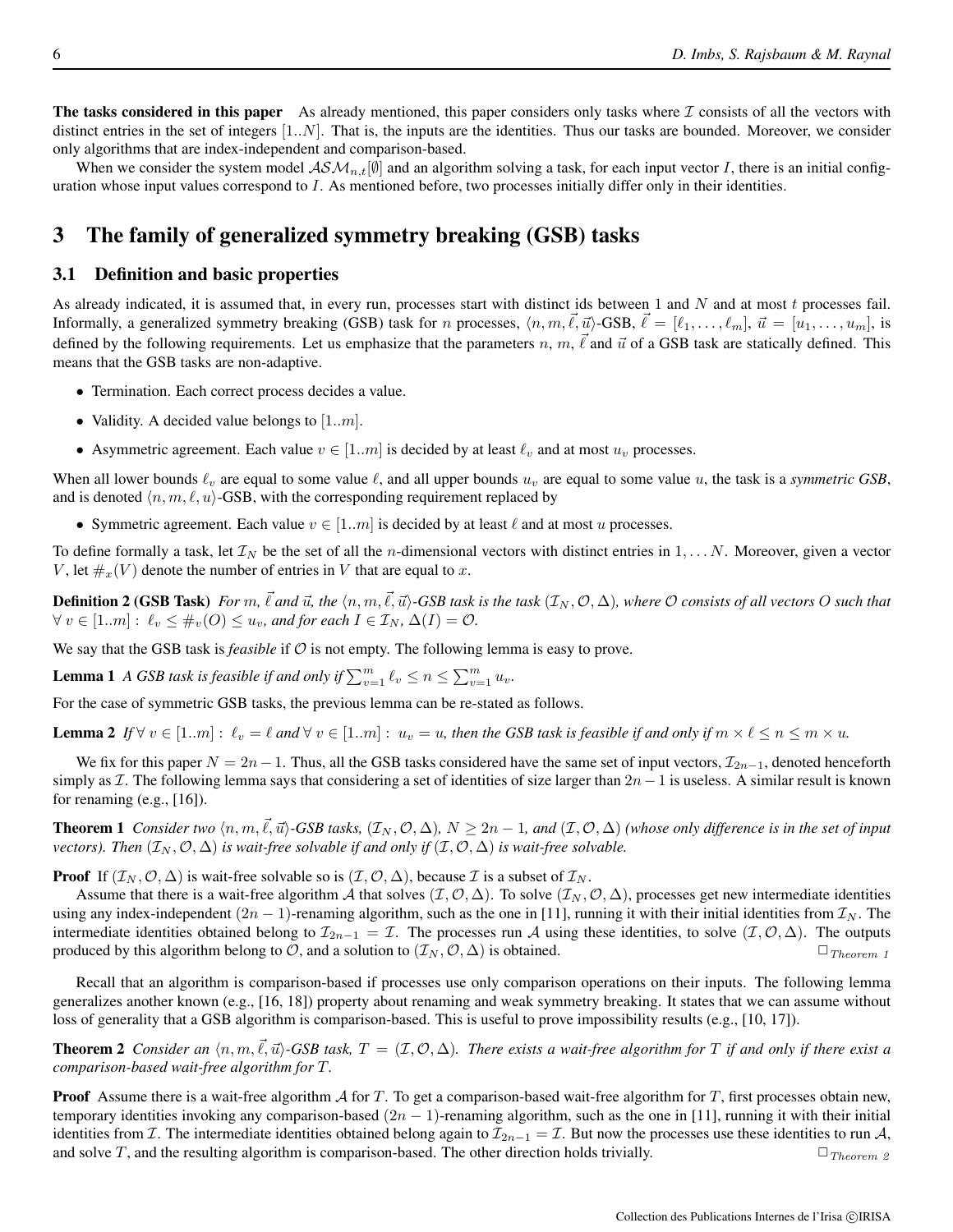**The tasks considered in this paper** As already mentioned, this paper considers only tasks where $\mathcal{I}$ consists of all the vectors with distinct entries in the set of integers $[1..N]$. That is, the inputs are the identities. Thus our tasks are bounded. Moreover, we consider only algorithms that are index-independent and comparison-based.

When we consider the system model $\mathcal{ASM}_{n,t}[\emptyset]$ and an algorithm solving a task, for each input vector $I$, there is an initial configuration whose input values correspond to $I$. As mentioned before, two processes initially differ only in their identities.

# 3 The family of generalized symmetry breaking (GSB) tasks

## 3.1 Definition and basic properties

As already indicated, it is assumed that, in every run, processes start with distinct ids between 1 and $N$ and at most $t$ processes fail. Informally, a generalized symmetry breaking (GSB) task for $n$ processes, $\langle n, m, \vec{\ell}, \vec{u} \rangle$-GSB, $\vec{\ell} = [\ell_1, \ldots, \ell_m]$, $\vec{u} = [u_1, \ldots, u_m]$, is defined by the following requirements. Let us emphasize that the parameters $n$, $m$, $\vec{\ell}$ and $\vec{u}$ of a GSB task are statically defined. This means that the GSB tasks are non-adaptive.

- Termination. Each correct process decides a value.
- Validity. A decided value belongs to $[1..m]$.
- Asymmetric agreement. Each value $v \in [1..m]$ is decided by at least $\ell_v$ and at most $u_v$ processes.

When all lower bounds $\ell_v$ are equal to some value $\ell$, and all upper bounds $u_v$ are equal to some value $u$, the task is a *symmetric GSB*, and is denoted $\langle n, m, \ell, u \rangle$-GSB, with the corresponding requirement replaced by

- Symmetric agreement. Each value $v \in [1..m]$ is decided by at least $\ell$ and at most $u$ processes.

To define formally a task, let $\mathcal{I}_N$ be the set of all the $n$-dimensional vectors with distinct entries in $1, \ldots N$. Moreover, given a vector $V$, let $\#_x(V)$ denote the number of entries in $V$ that are equal to $x$.

**Definition 2 (GSB Task)** *For $m$, $\vec{\ell}$ and $\vec{u}$, the $\langle n, m, \vec{\ell}, \vec{u} \rangle$-GSB task is the task $(\mathcal{I}_N, \mathcal{O}, \Delta)$, where $\mathcal{O}$ consists of all vectors $O$ such that $\forall\, v \in [1..m] :\ \ell_v \leq \#_v(O) \leq u_v$, and for each $I \in \mathcal{I}_N$, $\Delta(I) = \mathcal{O}$.*

We say that the GSB task is *feasible* if $\mathcal{O}$ is not empty. The following lemma is easy to prove.

**Lemma 1** *A GSB task is feasible if and only if $\sum_{v=1}^{m} \ell_v \leq n \leq \sum_{v=1}^{m} u_v$.*

For the case of symmetric GSB tasks, the previous lemma can be re-stated as follows.

**Lemma 2** *If $\forall\, v \in [1..m] :\ \ell_v = \ell$ and $\forall\, v \in [1..m] :\ u_v = u$, then the GSB task is feasible if and only if $m \times \ell \leq n \leq m \times u$.*

We fix for this paper $N = 2n - 1$. Thus, all the GSB tasks considered have the same set of input vectors, $\mathcal{I}_{2n-1}$, denoted henceforth simply as $\mathcal{I}$. The following lemma says that considering a set of identities of size larger than $2n - 1$ is useless. A similar result is known for renaming (e.g., [16]).

**Theorem 1** *Consider two $\langle n, m, \vec{\ell}, \vec{u} \rangle$-GSB tasks, $(\mathcal{I}_N, \mathcal{O}, \Delta)$, $N \geq 2n - 1$, and $(\mathcal{I}, \mathcal{O}, \Delta)$ (whose only difference is in the set of input vectors). Then $(\mathcal{I}_N, \mathcal{O}, \Delta)$ is wait-free solvable if and only if $(\mathcal{I}, \mathcal{O}, \Delta)$ is wait-free solvable.*

**Proof** If $(\mathcal{I}_N, \mathcal{O}, \Delta)$ is wait-free solvable so is $(\mathcal{I}, \mathcal{O}, \Delta)$, because $\mathcal{I}$ is a subset of $\mathcal{I}_N$.

Assume that there is a wait-free algorithm $\mathcal{A}$ that solves $(\mathcal{I}, \mathcal{O}, \Delta)$. To solve $(\mathcal{I}_N, \mathcal{O}, \Delta)$, processes get new intermediate identities using any index-independent $(2n - 1)$-renaming algorithm, such as the one in [11], running it with their initial identities from $\mathcal{I}_N$. The intermediate identities obtained belong to $\mathcal{I}_{2n-1} = \mathcal{I}$. The processes run $\mathcal{A}$ using these identities, to solve $(\mathcal{I}, \mathcal{O}, \Delta)$. The outputs produced by this algorithm belong to $\mathcal{O}$, and a solution to $(\mathcal{I}_N, \mathcal{O}, \Delta)$ is obtained. $\square_{Theorem\ 1}$

Recall that an algorithm is comparison-based if processes use only comparison operations on their inputs. The following lemma generalizes another known (e.g., [16, 18]) property about renaming and weak symmetry breaking. It states that we can assume without loss of generality that a GSB algorithm is comparison-based. This is useful to prove impossibility results (e.g., [10, 17]).

**Theorem 2** *Consider an $\langle n, m, \vec{\ell}, \vec{u} \rangle$-GSB task, $T = (\mathcal{I}, \mathcal{O}, \Delta)$. There exists a wait-free algorithm for $T$ if and only if there exist a comparison-based wait-free algorithm for $T$.*

**Proof** Assume there is a wait-free algorithm $\mathcal{A}$ for $T$. To get a comparison-based wait-free algorithm for $T$, first processes obtain new, temporary identities invoking any comparison-based $(2n - 1)$-renaming algorithm, such as the one in [11], running it with their initial identities from $\mathcal{I}$. The intermediate identities obtained belong again to $\mathcal{I}_{2n-1} = \mathcal{I}$. But now the processes use these identities to run $\mathcal{A}$, and solve $T$, and the resulting algorithm is comparison-based. The other direction holds trivially. $\square_{Theorem\ 2}$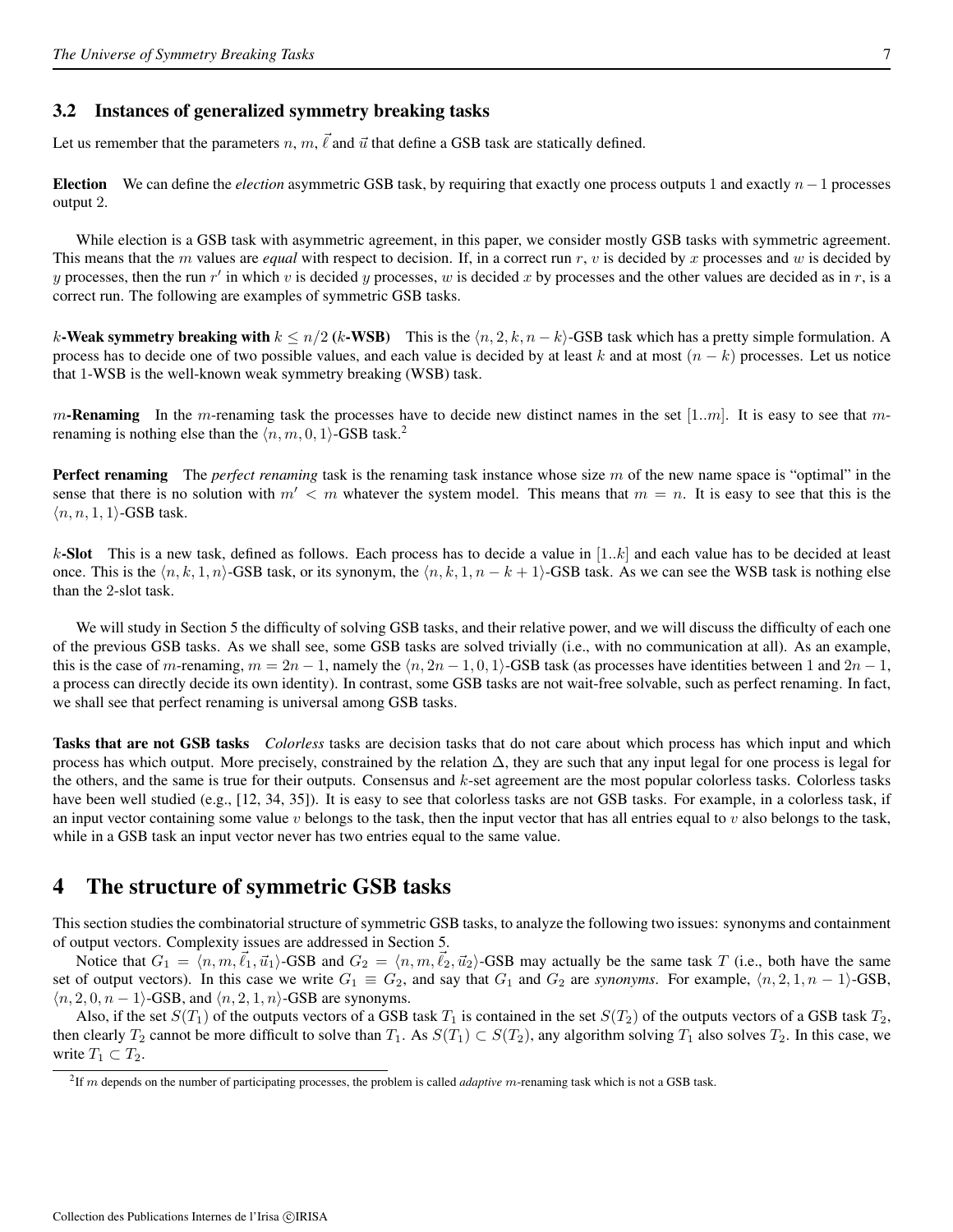### 3.2 Instances of generalized symmetry breaking tasks

Let us remember that the parameters $n$, $m$, $\vec{\ell}$ and $\vec{u}$ that define a GSB task are statically defined.

**Election** We can define the *election* asymmetric GSB task, by requiring that exactly one process outputs 1 and exactly $n-1$ processes output 2.

While election is a GSB task with asymmetric agreement, in this paper, we consider mostly GSB tasks with symmetric agreement. This means that the $m$ values are ***equal*** with respect to decision. If, in a correct run $r$, $v$ is decided by $x$ processes and $w$ is decided by $y$ processes, then the run $r'$ in which $v$ is decided $y$ processes, $w$ is decided $x$ by processes and the other values are decided as in $r$, is a correct run. The following are examples of symmetric GSB tasks.

**$k$-Weak symmetry breaking with $k \leq n/2$ ($k$-WSB)** This is the $\langle n, 2, k, n-k \rangle$-GSB task which has a pretty simple formulation. A process has to decide one of two possible values, and each value is decided by at least $k$ and at most $(n-k)$ processes. Let us notice that 1-WSB is the well-known weak symmetry breaking (WSB) task.

**$m$-Renaming** In the $m$-renaming task the processes have to decide new distinct names in the set $[1..m]$. It is easy to see that $m$-renaming is nothing else than the $\langle n, m, 0, 1 \rangle$-GSB task.[2]

**Perfect renaming** The *perfect renaming* task is the renaming task instance whose size $m$ of the new name space is "optimal" in the sense that there is no solution with $m' < m$ whatever the system model. This means that $m = n$. It is easy to see that this is the $\langle n, n, 1, 1 \rangle$-GSB task.

**$k$-Slot** This is a new task, defined as follows. Each process has to decide a value in $[1..k]$ and each value has to be decided at least once. This is the $\langle n, k, 1, n \rangle$-GSB task, or its synonym, the $\langle n, k, 1, n-k+1 \rangle$-GSB task. As we can see the WSB task is nothing else than the 2-slot task.

We will study in Section 5 the difficulty of solving GSB tasks, and their relative power, and we will discuss the difficulty of each one of the previous GSB tasks. As we shall see, some GSB tasks are solved trivially (i.e., with no communication at all). As an example, this is the case of $m$-renaming, $m = 2n-1$, namely the $\langle n, 2n-1, 0, 1 \rangle$-GSB task (as processes have identities between 1 and $2n-1$, a process can directly decide its own identity). In contrast, some GSB tasks are not wait-free solvable, such as perfect renaming. In fact, we shall see that perfect renaming is universal among GSB tasks.

**Tasks that are not GSB tasks** *Colorless* tasks are decision tasks that do not care about which process has which input and which process has which output. More precisely, constrained by the relation $\Delta$, they are such that any input legal for one process is legal for the others, and the same is true for their outputs. Consensus and $k$-set agreement are the most popular colorless tasks. Colorless tasks have been well studied (e.g., [12, 34, 35]). It is easy to see that colorless tasks are not GSB tasks. For example, in a colorless task, if an input vector containing some value $v$ belongs to the task, then the input vector that has all entries equal to $v$ also belongs to the task, while in a GSB task an input vector never has two entries equal to the same value.

## 4 The structure of symmetric GSB tasks

This section studies the combinatorial structure of symmetric GSB tasks, to analyze the following two issues: synonyms and containment of output vectors. Complexity issues are addressed in Section 5.

Notice that $G_1 = \langle n, m, \vec{\ell}_1, \vec{u}_1 \rangle$-GSB and $G_2 = \langle n, m, \vec{\ell}_2, \vec{u}_2 \rangle$-GSB may actually be the same task $T$ (i.e., both have the same set of output vectors). In this case we write $G_1 \equiv G_2$, and say that $G_1$ and $G_2$ are *synonyms*. For example, $\langle n, 2, 1, n-1 \rangle$-GSB, $\langle n, 2, 0, n-1 \rangle$-GSB, and $\langle n, 2, 1, n \rangle$-GSB are synonyms.

Also, if the set $S(T_1)$ of the outputs vectors of a GSB task $T_1$ is contained in the set $S(T_2)$ of the outputs vectors of a GSB task $T_2$, then clearly $T_2$ cannot be more difficult to solve than $T_1$. As $S(T_1) \subset S(T_2)$, any algorithm solving $T_1$ also solves $T_2$. In this case, we write $T_1 \subset T_2$.

[2] If $m$ depends on the number of participating processes, the problem is called *adaptive* $m$-renaming task which is not a GSB task.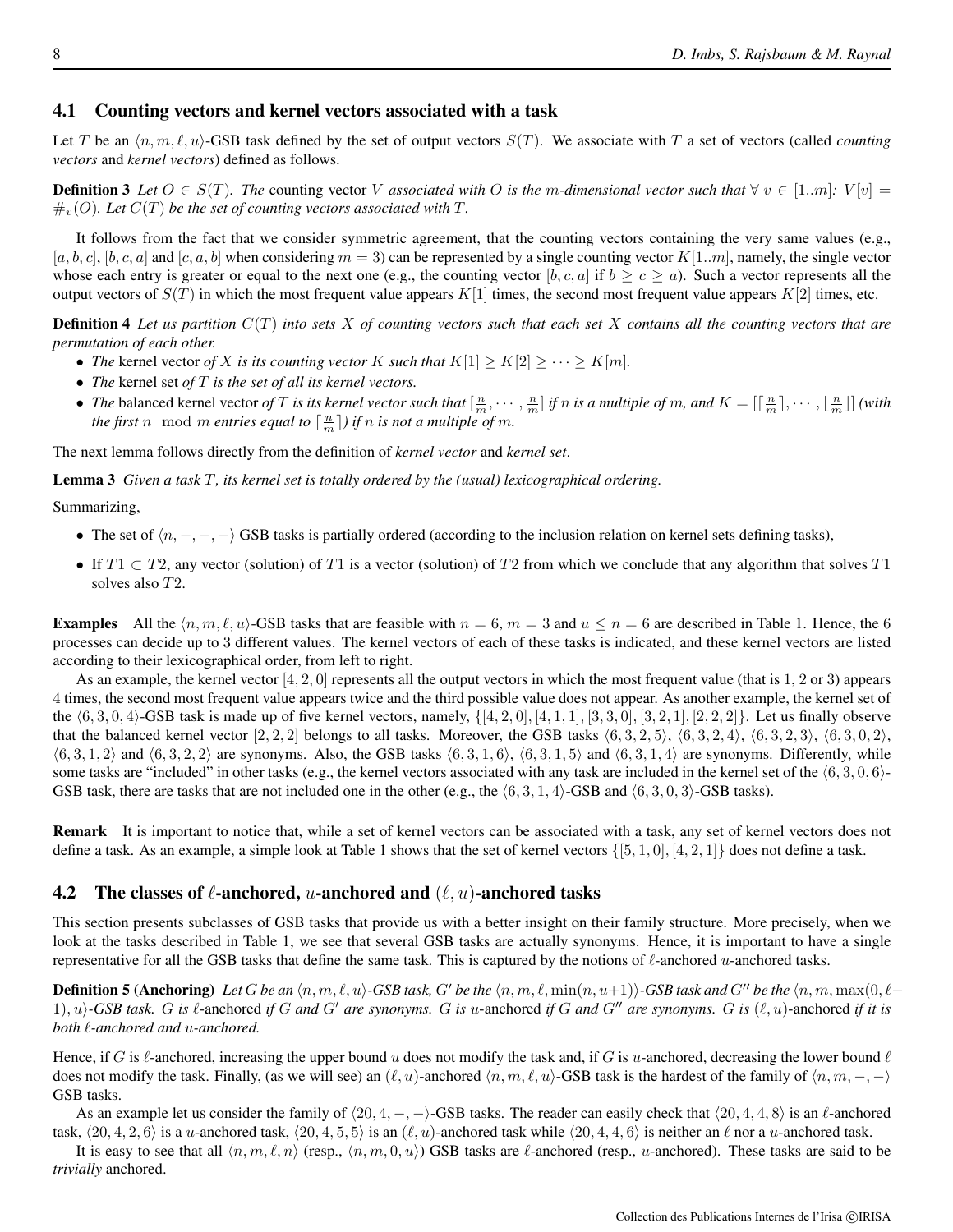### 4.1 Counting vectors and kernel vectors associated with a task

Let $T$ be an $\langle n, m, \ell, u\rangle$-GSB task defined by the set of output vectors $S(T)$. We associate with $T$ a set of vectors (called *counting vectors* and *kernel vectors*) defined as follows.

**Definition 3** *Let $O \in S(T)$. The* counting vector $V$ *associated with $O$ is the $m$-dimensional vector such that $\forall\, v \in [1..m]$: $V[v] = \#_v(O)$. Let $C(T)$ be the set of counting vectors associated with $T$.*

It follows from the fact that we consider symmetric agreement, that the counting vectors containing the very same values (e.g., $[a, b, c]$, $[b, c, a]$ and $[c, a, b]$ when considering $m = 3$) can be represented by a single counting vector $K[1..m]$, namely, the single vector whose each entry is greater or equal to the next one (e.g., the counting vector $[b, c, a]$ if $b \geq c \geq a$). Such a vector represents all the output vectors of $S(T)$ in which the most frequent value appears $K[1]$ times, the second most frequent value appears $K[2]$ times, etc.

**Definition 4** *Let us partition $C(T)$ into sets $X$ of counting vectors such that each set $X$ contains all the counting vectors that are permutation of each other.*

- *The* kernel vector *of $X$ is its counting vector $K$ such that $K[1] \geq K[2] \geq \cdots \geq K[m]$.*
- *The* kernel set *of $T$ is the set of all its kernel vectors.*
- *The* balanced kernel vector *of $T$ is its kernel vector such that $[\frac{n}{m}, \cdots, \frac{n}{m}]$ if $n$ is a multiple of $m$, and $K = [\lceil \frac{n}{m} \rceil, \cdots, \lfloor \frac{n}{m} \rfloor]$ (with the first $n \mod m$ entries equal to $\lceil \frac{n}{m} \rceil$) if $n$ is not a multiple of $m$.*

The next lemma follows directly from the definition of *kernel vector* and *kernel set*.

**Lemma 3** *Given a task $T$, its kernel set is totally ordered by the (usual) lexicographical ordering.*

Summarizing,

- The set of $\langle n, -, -, -\rangle$ GSB tasks is partially ordered (according to the inclusion relation on kernel sets defining tasks),
- If $T1 \subset T2$, any vector (solution) of $T1$ is a vector (solution) of $T2$ from which we conclude that any algorithm that solves $T1$ solves also $T2$.

**Examples** All the $\langle n, m, \ell, u\rangle$-GSB tasks that are feasible with $n = 6$, $m = 3$ and $u \leq n = 6$ are described in Table 1. Hence, the 6 processes can decide up to 3 different values. The kernel vectors of each of these tasks is indicated, and these kernel vectors are listed according to their lexicographical order, from left to right.

As an example, the kernel vector $[4, 2, 0]$ represents all the output vectors in which the most frequent value (that is 1, 2 or 3) appears 4 times, the second most frequent value appears twice and the third possible value does not appear. As another example, the kernel set of the $\langle 6, 3, 0, 4\rangle$-GSB task is made up of five kernel vectors, namely, $\{[4, 2, 0], [4, 1, 1], [3, 3, 0], [3, 2, 1], [2, 2, 2]\}$. Let us finally observe that the balanced kernel vector $[2, 2, 2]$ belongs to all tasks. Moreover, the GSB tasks $\langle 6, 3, 2, 5\rangle$, $\langle 6, 3, 2, 4\rangle$, $\langle 6, 3, 2, 3\rangle$, $\langle 6, 3, 0, 2\rangle$, $\langle 6, 3, 1, 2\rangle$ and $\langle 6, 3, 2, 2\rangle$ are synonyms. Also, the GSB tasks $\langle 6, 3, 1, 6\rangle$, $\langle 6, 3, 1, 5\rangle$ and $\langle 6, 3, 1, 4\rangle$ are synonyms. Differently, while some tasks are "included" in other tasks (e.g., the kernel vectors associated with any task are included in the kernel set of the $\langle 6, 3, 0, 6\rangle$-GSB task, there are tasks that are not included one in the other (e.g., the $\langle 6, 3, 1, 4\rangle$-GSB and $\langle 6, 3, 0, 3\rangle$-GSB tasks).

**Remark** It is important to notice that, while a set of kernel vectors can be associated with a task, any set of kernel vectors does not define a task. As an example, a simple look at Table 1 shows that the set of kernel vectors $\{[5, 1, 0], [4, 2, 1]\}$ does not define a task.

### 4.2 The classes of $\ell$-anchored, $u$-anchored and $(\ell, u)$-anchored tasks

This section presents subclasses of GSB tasks that provide us with a better insight on their family structure. More precisely, when we look at the tasks described in Table 1, we see that several GSB tasks are actually synonyms. Hence, it is important to have a single representative for all the GSB tasks that define the same task. This is captured by the notions of $\ell$-anchored $u$-anchored tasks.

**Definition 5 (Anchoring)** *Let $G$ be an $\langle n, m, \ell, u\rangle$-GSB task, $G'$ be the $\langle n, m, \ell, \min(n, u+1)\rangle$-GSB task and $G''$ be the $\langle n, m, \max(0, \ell - 1), u\rangle$-GSB task. $G$ is* $\ell$-anchored *if $G$ and $G'$ are synonyms. $G$ is* $u$-anchored *if $G$ and $G''$ are synonyms. $G$ is* $(\ell, u)$-anchored *if it is both $\ell$-anchored and $u$-anchored.*

Hence, if $G$ is $\ell$-anchored, increasing the upper bound $u$ does not modify the task and, if $G$ is $u$-anchored, decreasing the lower bound $\ell$ does not modify the task. Finally, (as we will see) an $(\ell, u)$-anchored $\langle n, m, \ell, u\rangle$-GSB task is the hardest of the family of $\langle n, m, -, -\rangle$ GSB tasks.

As an example let us consider the family of $\langle 20, 4, -, -\rangle$-GSB tasks. The reader can easily check that $\langle 20, 4, 4, 8\rangle$ is an $\ell$-anchored task, $\langle 20, 4, 2, 6\rangle$ is a $u$-anchored task, $\langle 20, 4, 5, 5\rangle$ is an $(\ell, u)$-anchored task while $\langle 20, 4, 4, 6\rangle$ is neither an $\ell$ nor a $u$-anchored task.

It is easy to see that all $\langle n, m, \ell, n\rangle$ (resp., $\langle n, m, 0, u\rangle$) GSB tasks are $\ell$-anchored (resp., $u$-anchored). These tasks are said to be *trivially* anchored.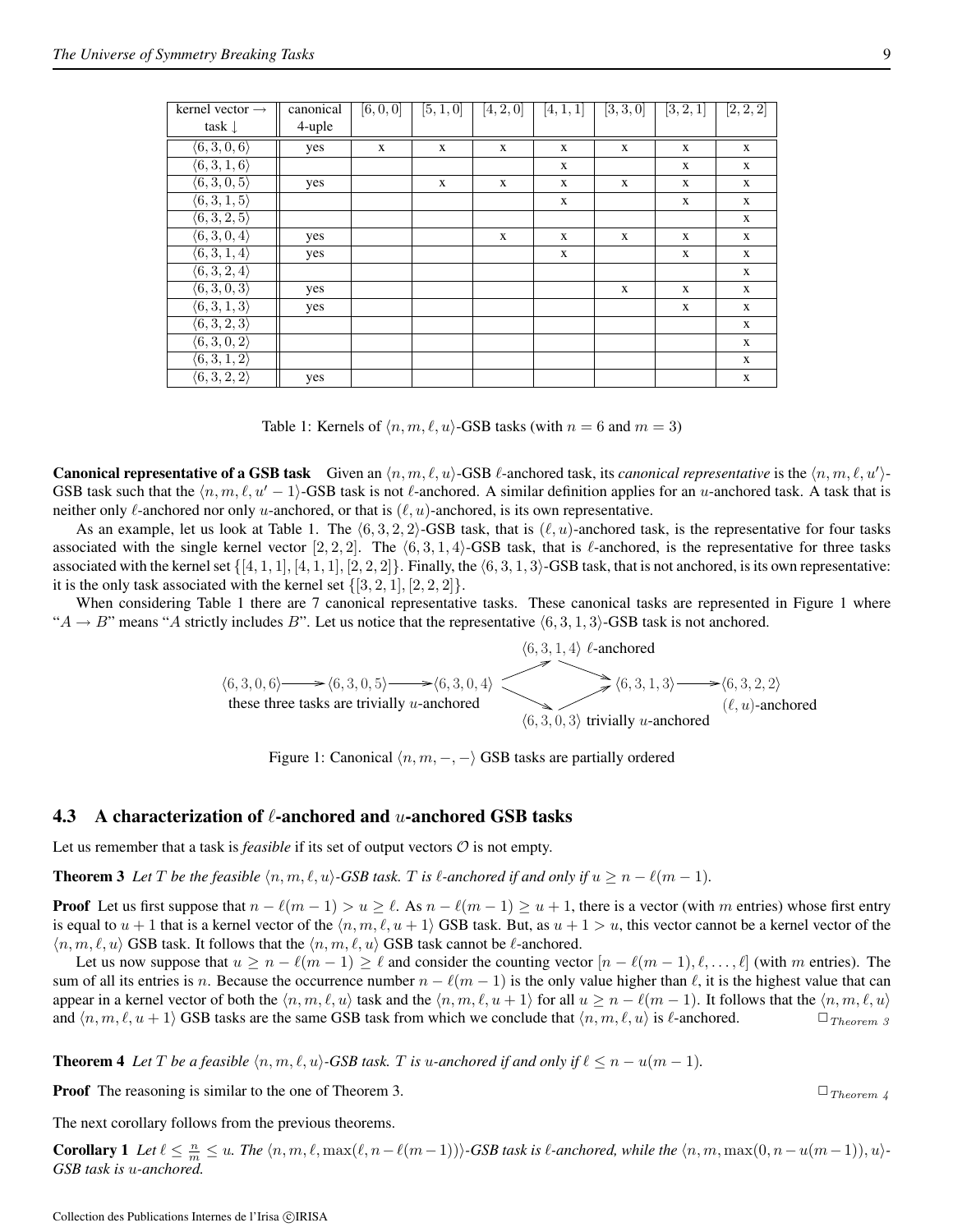| kernel vector → task ↓ | canonical 4-uple | $[6,0,0]$ | $[5,1,0]$ | $[4,2,0]$ | $[4,1,1]$ | $[3,3,0]$ | $[3,2,1]$ | $[2,2,2]$ |
|---|---|---|---|---|---|---|---|---|
| $\langle 6,3,0,6\rangle$ | yes | x | x | x | x | x | x | x |
| $\langle 6,3,1,6\rangle$ | | | | | x | | x | x |
| $\langle 6,3,0,5\rangle$ | yes | | x | x | x | x | x | x |
| $\langle 6,3,1,5\rangle$ | | | | | x | | x | x |
| $\langle 6,3,2,5\rangle$ | | | | | | | | x |
| $\langle 6,3,0,4\rangle$ | yes | | | x | x | x | x | x |
| $\langle 6,3,1,4\rangle$ | yes | | | | x | | x | x |
| $\langle 6,3,2,4\rangle$ | | | | | | | | x |
| $\langle 6,3,0,3\rangle$ | yes | | | | | x | x | x |
| $\langle 6,3,1,3\rangle$ | yes | | | | | | x | x |
| $\langle 6,3,2,3\rangle$ | | | | | | | | x |
| $\langle 6,3,0,2\rangle$ | | | | | | | | x |
| $\langle 6,3,1,2\rangle$ | | | | | | | | x |
| $\langle 6,3,2,2\rangle$ | yes | | | | | | | x |

Table 1: Kernels of $\langle n,m,\ell,u\rangle$-GSB tasks (with $n=6$ and $m=3$)

**Canonical representative of a GSB task** Given an $\langle n,m,\ell,u\rangle$-GSB $\ell$-anchored task, its *canonical representative* is the $\langle n,m,\ell,u'\rangle$-GSB task such that the $\langle n,m,\ell,u'-1\rangle$-GSB task is not $\ell$-anchored. A similar definition applies for an $u$-anchored task. A task that is neither only $\ell$-anchored nor only $u$-anchored, or that is $(\ell,u)$-anchored, is its own representative.

As an example, let us look at Table 1. The $\langle 6,3,2,2\rangle$-GSB task, that is $(\ell,u)$-anchored task, is the representative for four tasks associated with the single kernel vector $[2,2,2]$. The $\langle 6,3,1,4\rangle$-GSB task, that is $\ell$-anchored, is the representative for three tasks associated with the kernel set $\{[4,1,1],[4,1,1],[2,2,2]\}$. Finally, the $\langle 6,3,1,3\rangle$-GSB task, that is not anchored, is its own representative: it is the only task associated with the kernel set $\{[3,2,1],[2,2,2]\}$.

When considering Table 1 there are 7 canonical representative tasks. These canonical tasks are represented in Figure 1 where "$A \rightarrow B$" means "$A$ strictly includes $B$". Let us notice that the representative $\langle 6,3,1,3\rangle$-GSB task is not anchored.

$\langle 6,3,0,6\rangle \rightarrow \langle 6,3,0,5\rangle \rightarrow \langle 6,3,0,4\rangle$ (these three tasks are trivially $u$-anchored); $\langle 6,3,0,4\rangle \rightarrow \langle 6,3,1,4\rangle$ $\ell$-anchored; $\langle 6,3,0,4\rangle \rightarrow \langle 6,3,0,3\rangle$ trivially $u$-anchored; $\langle 6,3,1,4\rangle \rightarrow \langle 6,3,1,3\rangle$; $\langle 6,3,0,3\rangle \rightarrow \langle 6,3,1,3\rangle$; $\langle 6,3,1,3\rangle \rightarrow \langle 6,3,2,2\rangle$ $(\ell,u)$-anchored

Figure 1: Canonical $\langle n,m,-,-\rangle$ GSB tasks are partially ordered

### 4.3 A characterization of $\ell$-anchored and $u$-anchored GSB tasks

Let us remember that a task is *feasible* if its set of output vectors $\mathcal{O}$ is not empty.

**Theorem 3** *Let $T$ be the feasible $\langle n,m,\ell,u\rangle$-GSB task. $T$ is $\ell$-anchored if and only if $u \geq n-\ell(m-1)$.*

**Proof** Let us first suppose that $n-\ell(m-1) > u \geq \ell$. As $n-\ell(m-1) \geq u+1$, there is a vector (with $m$ entries) whose first entry is equal to $u+1$ that is a kernel vector of the $\langle n,m,\ell,u+1\rangle$ GSB task. But, as $u+1>u$, this vector cannot be a kernel vector of the $\langle n,m,\ell,u\rangle$ GSB task. It follows that the $\langle n,m,\ell,u\rangle$ GSB task cannot be $\ell$-anchored.

Let us now suppose that $u \geq n-\ell(m-1) \geq \ell$ and consider the counting vector $[n-\ell(m-1),\ell,\ldots,\ell]$ (with $m$ entries). The sum of all its entries is $n$. Because the occurrence number $n-\ell(m-1)$ is the only value higher than $\ell$, it is the highest value that can appear in a kernel vector of both the $\langle n,m,\ell,u\rangle$ task and the $\langle n,m,\ell,u+1\rangle$ for all $u \geq n-\ell(m-1)$. It follows that the $\langle n,m,\ell,u\rangle$ and $\langle n,m,\ell,u+1\rangle$ GSB tasks are the same GSB task from which we conclude that $\langle n,m,\ell,u\rangle$ is $\ell$-anchored. $\Box_{Theorem\ 3}$

**Theorem 4** *Let $T$ be a feasible $\langle n,m,\ell,u\rangle$-GSB task. $T$ is $u$-anchored if and only if $\ell \leq n-u(m-1)$.*

**Proof** The reasoning is similar to the one of Theorem 3. $\Box_{Theorem\ 4}$

The next corollary follows from the previous theorems.

**Corollary 1** *Let $\ell \leq \frac{n}{m} \leq u$. The $\langle n,m,\ell,\max(\ell,n-\ell(m-1))\rangle$-GSB task is $\ell$-anchored, while the $\langle n,m,\max(0,n-u(m-1)),u\rangle$-GSB task is $u$-anchored.*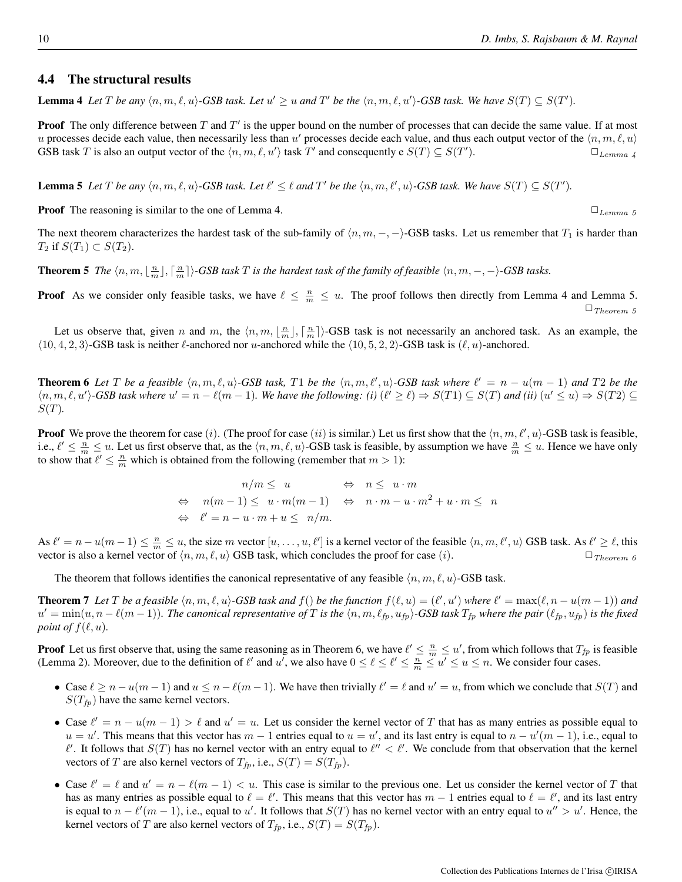### 4.4 The structural results

**Lemma 4** *Let $T$ be any $\langle n, m, \ell, u\rangle$-GSB task. Let $u' \geq u$ and $T'$ be the $\langle n, m, \ell, u'\rangle$-GSB task. We have $S(T) \subseteq S(T')$.*

**Proof** The only difference between $T$ and $T'$ is the upper bound on the number of processes that can decide the same value. If at most $u$ processes decide each value, then necessarily less than $u'$ processes decide each value, and thus each output vector of the $\langle n, m, \ell, u\rangle$ GSB task $T$ is also an output vector of the $\langle n, m, \ell, u'\rangle$ task $T'$ and consequently e $S(T) \subseteq S(T')$. $\Box_{Lemma\ 4}$

**Lemma 5** *Let $T$ be any $\langle n, m, \ell, u\rangle$-GSB task. Let $\ell' \leq \ell$ and $T'$ be the $\langle n, m, \ell', u\rangle$-GSB task. We have $S(T) \subseteq S(T')$.*

**Proof** The reasoning is similar to the one of Lemma 4. $\Box_{Lemma\ 5}$

The next theorem characterizes the hardest task of the sub-family of $\langle n, m, -, -\rangle$-GSB tasks. Let us remember that $T_1$ is harder than $T_2$ if $S(T_1) \subset S(T_2)$.

**Theorem 5** *The $\langle n, m, \lfloor \frac{n}{m} \rfloor, \lceil \frac{n}{m} \rceil\rangle$-GSB task $T$ is the hardest task of the family of feasible $\langle n, m, -, -\rangle$-GSB tasks.*

**Proof** As we consider only feasible tasks, we have $\ell \leq \frac{n}{m} \leq u$. The proof follows then directly from Lemma 4 and Lemma 5. $\Box_{Theorem\ 5}$

Let us observe that, given $n$ and $m$, the $\langle n, m, \lfloor \frac{n}{m} \rfloor, \lceil \frac{n}{m} \rceil\rangle$-GSB task is not necessarily an anchored task. As an example, the $\langle 10, 4, 2, 3\rangle$-GSB task is neither $\ell$-anchored nor $u$-anchored while the $\langle 10, 5, 2, 2\rangle$-GSB task is $(\ell, u)$-anchored.

**Theorem 6** *Let $T$ be a feasible $\langle n, m, \ell, u\rangle$-GSB task, $T1$ be the $\langle n, m, \ell', u\rangle$-GSB task where $\ell' = n - u(m-1)$ and $T2$ be the $\langle n, m, \ell, u'\rangle$-GSB task where $u' = n - \ell(m-1)$. We have the following: (i) $(\ell' \geq \ell) \Rightarrow S(T1) \subseteq S(T)$ and (ii) $(u' \leq u) \Rightarrow S(T2) \subseteq S(T)$.*

**Proof** We prove the theorem for case $(i)$. (The proof for case $(ii)$ is similar.) Let us first show that the $\langle n, m, \ell', u\rangle$-GSB task is feasible, i.e., $\ell' \leq \frac{n}{m} \leq u$. Let us first observe that, as the $\langle n, m, \ell, u\rangle$-GSB task is feasible, by assumption we have $\frac{n}{m} \leq u$. Hence we have only to show that $\ell' \leq \frac{n}{m}$ which is obtained from the following (remember that $m > 1$):

$$
\begin{array}{rlcl}
 & n/m \leq \ u & \Leftrightarrow & n \leq \ u \cdot m \\
\Leftrightarrow & n(m-1) \leq \ u \cdot m(m-1) & \Leftrightarrow & n \cdot m - u \cdot m^2 + u \cdot m \leq \ n \\
\Leftrightarrow & \ell' = n - u \cdot m + u \leq \ n/m. & &
\end{array}
$$

As $\ell' = n - u(m-1) \leq \frac{n}{m} \leq u$, the size $m$ vector $[u, \ldots, u, \ell']$ is a kernel vector of the feasible $\langle n, m, \ell', u\rangle$ GSB task. As $\ell' \geq \ell$, this vector is also a kernel vector of $\langle n, m, \ell, u\rangle$ GSB task, which concludes the proof for case $(i)$. $\Box_{Theorem\ 6}$

The theorem that follows identifies the canonical representative of any feasible $\langle n, m, \ell, u\rangle$-GSB task.

**Theorem 7** *Let $T$ be a feasible $\langle n, m, \ell, u\rangle$-GSB task and $f()$ be the function $f(\ell, u) = (\ell', u')$ where $\ell' = \max(\ell, n - u(m-1))$ and $u' = \min(u, n - \ell(m-1))$. The canonical representative of $T$ is the $\langle n, m, \ell_{fp}, u_{fp}\rangle$-GSB task $T_{fp}$ where the pair $(\ell_{fp}, u_{fp})$ is the fixed point of $f(\ell, u)$.*

**Proof** Let us first observe that, using the same reasoning as in Theorem 6, we have $\ell' \leq \frac{n}{m} \leq u'$, from which follows that $T_{fp}$ is feasible (Lemma 2). Moreover, due to the definition of $\ell'$ and $u'$, we also have $0 \leq \ell \leq \ell' \leq \frac{n}{m} \leq u' \leq u \leq n$. We consider four cases.

- Case $\ell \geq n - u(m-1)$ and $u \leq n - \ell(m-1)$. We have then trivially $\ell' = \ell$ and $u' = u$, from which we conclude that $S(T)$ and $S(T_{fp})$ have the same kernel vectors.
- Case $\ell' = n - u(m-1) > \ell$ and $u' = u$. Let us consider the kernel vector of $T$ that has as many entries as possible equal to $u = u'$. This means that this vector has $m-1$ entries equal to $u = u'$, and its last entry is equal to $n - u'(m-1)$, i.e., equal to $\ell'$. It follows that $S(T)$ has no kernel vector with an entry equal to $\ell'' < \ell'$. We conclude from that observation that the kernel vectors of $T$ are also kernel vectors of $T_{fp}$, i.e., $S(T) = S(T_{fp})$.
- Case $\ell' = \ell$ and $u' = n - \ell(m-1) < u$. This case is similar to the previous one. Let us consider the kernel vector of $T$ that has as many entries as possible equal to $\ell = \ell'$. This means that this vector has $m-1$ entries equal to $\ell = \ell'$, and its last entry is equal to $n - \ell'(m-1)$, i.e., equal to $u'$. It follows that $S(T)$ has no kernel vector with an entry equal to $u'' > u'$. Hence, the kernel vectors of $T$ are also kernel vectors of $T_{fp}$, i.e., $S(T) = S(T_{fp})$.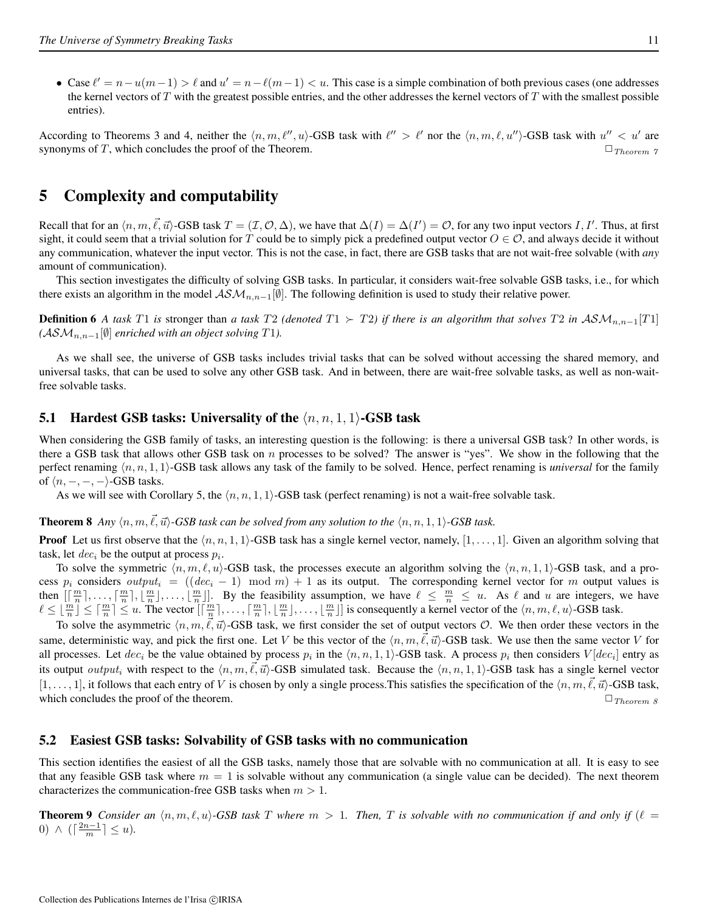- Case $\ell' = n - u(m-1) > \ell$ and $u' = n - \ell(m-1) < u$. This case is a simple combination of both previous cases (one addresses the kernel vectors of $T$ with the greatest possible entries, and the other addresses the kernel vectors of $T$ with the smallest possible entries).

According to Theorems 3 and 4, neither the $\langle n, m, \ell'', u\rangle$-GSB task with $\ell'' > \ell'$ nor the $\langle n, m, \ell, u''\rangle$-GSB task with $u'' < u'$ are synonyms of $T$, which concludes the proof of the Theorem. $\Box_{Theorem\ 7}$

# 5 Complexity and computability

Recall that for an $\langle n, m, \vec{\ell}, \vec{u}\rangle$-GSB task $T = (\mathcal{I}, \mathcal{O}, \Delta)$, we have that $\Delta(I) = \Delta(I') = \mathcal{O}$, for any two input vectors $I, I'$. Thus, at first sight, it could seem that a trivial solution for $T$ could be to simply pick a predefined output vector $O \in \mathcal{O}$, and always decide it without any communication, whatever the input vector. This is not the case, in fact, there are GSB tasks that are not wait-free solvable (with *any* amount of communication).

This section investigates the difficulty of solving GSB tasks. In particular, it considers wait-free solvable GSB tasks, i.e., for which there exists an algorithm in the model $\mathcal{ASM}_{n,n-1}[\emptyset]$. The following definition is used to study their relative power.

**Definition 6** *A task $T1$ is* stronger than *a task $T2$ (denoted $T1 \succ T2$) if there is an algorithm that solves $T2$ in $\mathcal{ASM}_{n,n-1}[T1]$ ($\mathcal{ASM}_{n,n-1}[\emptyset]$ enriched with an object solving $T1$).*

As we shall see, the universe of GSB tasks includes trivial tasks that can be solved without accessing the shared memory, and universal tasks, that can be used to solve any other GSB task. And in between, there are wait-free solvable tasks, as well as non-wait-free solvable tasks.

## 5.1 Hardest GSB tasks: Universality of the $\langle n, n, 1, 1\rangle$-GSB task

When considering the GSB family of tasks, an interesting question is the following: is there a universal GSB task? In other words, is there a GSB task that allows other GSB task on $n$ processes to be solved? The answer is "yes". We show in the following that the perfect renaming $\langle n, n, 1, 1\rangle$-GSB task allows any task of the family to be solved. Hence, perfect renaming is *universal* for the family of $\langle n, -, -, -\rangle$-GSB tasks.

As we will see with Corollary 5, the $\langle n, n, 1, 1\rangle$-GSB task (perfect renaming) is not a wait-free solvable task.

**Theorem 8** *Any $\langle n, m, \vec{\ell}, \vec{u}\rangle$-GSB task can be solved from any solution to the $\langle n, n, 1, 1\rangle$-GSB task.*

**Proof** Let us first observe that the $\langle n, n, 1, 1\rangle$-GSB task has a single kernel vector, namely, $[1, \ldots, 1]$. Given an algorithm solving that task, let $dec_i$ be the output at process $p_i$.

To solve the symmetric $\langle n, m, \ell, u\rangle$-GSB task, the processes execute an algorithm solving the $\langle n, n, 1, 1\rangle$-GSB task, and a process $p_i$ considers $output_i = ((dec_i - 1) \mod m) + 1$ as its output. The corresponding kernel vector for $m$ output values is then $[\lceil \frac{m}{n} \rceil, \ldots, \lceil \frac{m}{n} \rceil, \lfloor \frac{m}{n} \rfloor, \ldots, \lfloor \frac{m}{n} \rfloor]$. By the feasibility assumption, we have $\ell \leq \frac{m}{n} \leq u$. As $\ell$ and $u$ are integers, we have $\ell \leq \lfloor \frac{m}{n} \rfloor \leq \lceil \frac{m}{n} \rceil \leq u$. The vector $[\lceil \frac{m}{n} \rceil, \ldots, \lceil \frac{m}{n} \rceil, \lfloor \frac{m}{n} \rfloor, \ldots, \lfloor \frac{m}{n} \rfloor]$ is consequently a kernel vector of the $\langle n, m, \ell, u\rangle$-GSB task.

To solve the asymmetric $\langle n, m, \vec{\ell}, \vec{u}\rangle$-GSB task, we first consider the set of output vectors $\mathcal{O}$. We then order these vectors in the same, deterministic way, and pick the first one. Let $V$ be this vector of the $\langle n, m, \vec{\ell}, \vec{u}\rangle$-GSB task. We use then the same vector $V$ for all processes. Let $dec_i$ be the value obtained by process $p_i$ in the $\langle n, n, 1, 1\rangle$-GSB task. A process $p_i$ then considers $V[dec_i]$ entry as its output $output_i$ with respect to the $\langle n, m, \vec{\ell}, \vec{u}\rangle$-GSB simulated task. Because the $\langle n, n, 1, 1\rangle$-GSB task has a single kernel vector $[1, \ldots, 1]$, it follows that each entry of $V$ is chosen by only a single process.This satisfies the specification of the $\langle n, m, \vec{\ell}, \vec{u}\rangle$-GSB task, which concludes the proof of the theorem. $\Box_{Theorem\ 8}$

## 5.2 Easiest GSB tasks: Solvability of GSB tasks with no communication

This section identifies the easiest of all the GSB tasks, namely those that are solvable with no communication at all. It is easy to see that any feasible GSB task where $m = 1$ is solvable without any communication (a single value can be decided). The next theorem characterizes the communication-free GSB tasks when $m > 1$.

**Theorem 9** *Consider an $\langle n, m, \ell, u\rangle$-GSB task $T$ where $m > 1$. Then, $T$ is solvable with no communication if and only if $(\ell = 0) \wedge (\lceil \frac{2n-1}{m} \rceil \leq u)$.*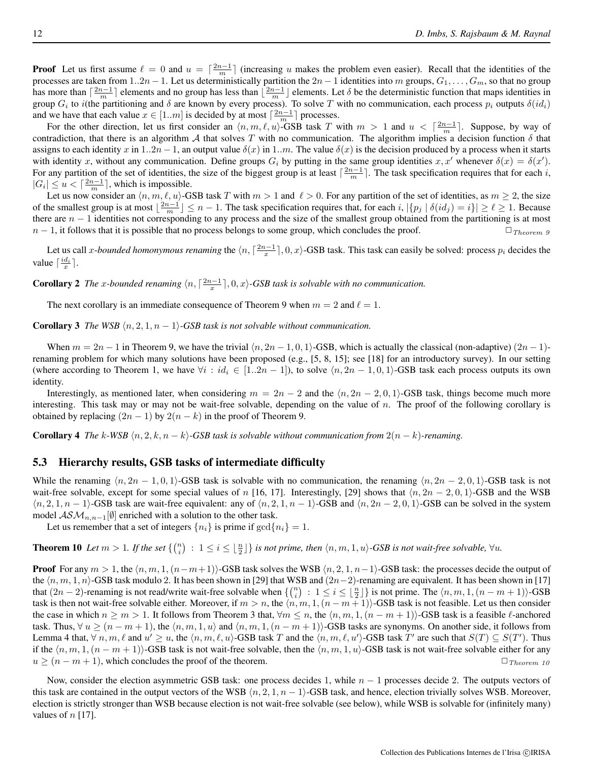**Proof** Let us first assume $\ell = 0$ and $u = \lceil \frac{2n-1}{m} \rceil$ (increasing $u$ makes the problem even easier). Recall that the identities of the processes are taken from $1..2n-1$. Let us deterministically partition the $2n-1$ identities into $m$ groups, $G_1, \ldots, G_m$, so that no group has more than $\lceil \frac{2n-1}{m} \rceil$ elements and no group has less than $\lfloor \frac{2n-1}{m} \rfloor$ elements. Let $\delta$ be the deterministic function that maps identities in group $G_i$ to $i$(the partitioning and $\delta$ are known by every process). To solve $T$ with no communication, each process $p_i$ outputs $\delta(id_i)$ and we have that each value $x \in [1..m]$ is decided by at most $\lceil \frac{2n-1}{m} \rceil$ processes.

For the other direction, let us first consider an $\langle n, m, \ell, u \rangle$-GSB task $T$ with $m > 1$ and $u < \lceil \frac{2n-1}{m} \rceil$. Suppose, by way of contradiction, that there is an algorithm $\mathcal{A}$ that solves $T$ with no communication. The algorithm implies a decision function $\delta$ that assigns to each identity $x$ in $1..2n-1$, an output value $\delta(x)$ in $1..m$. The value $\delta(x)$ is the decision produced by a process when it starts with identity $x$, without any communication. Define groups $G_i$ by putting in the same group identities $x, x'$ whenever $\delta(x) = \delta(x')$. For any partition of the set of identities, the size of the biggest group is at least $\lceil \frac{2n-1}{m} \rceil$. The task specification requires that for each $i$, $|G_i| \leq u < \lceil \frac{2n-1}{m} \rceil$, which is impossible.

Let us now consider an $\langle n, m, \ell, u \rangle$-GSB task $T$ with $m > 1$ and $\ell > 0$. For any partition of the set of identities, as $m \geq 2$, the size of the smallest group is at most $\lfloor \frac{2n-1}{m} \rfloor \leq n-1$. The task specification requires that, for each $i$, $|\{p_j \mid \delta(id_j) = i\}| \geq \ell \geq 1$. Because there are $n-1$ identities not corresponding to any process and the size of the smallest group obtained from the partitioning is at most $n-1$, it follows that it is possible that no process belongs to some group, which concludes the proof. $\Box_{Theorem\ 9}$

Let us call *$x$-bounded homonymous renaming* the $\langle n, \lceil \frac{2n-1}{x} \rceil, 0, x \rangle$-GSB task. This task can easily be solved: process $p_i$ decides the value $\lceil \frac{id_i}{x} \rceil$.

**Corollary 2** *The $x$-bounded renaming $\langle n, \lceil \frac{2n-1}{x} \rceil, 0, x \rangle$-GSB task is solvable with no communication.*

The next corollary is an immediate consequence of Theorem 9 when $m = 2$ and $\ell = 1$.

**Corollary 3** *The WSB $\langle n, 2, 1, n-1 \rangle$-GSB task is not solvable without communication.*

When $m = 2n-1$ in Theorem 9, we have the trivial $\langle n, 2n-1, 0, 1 \rangle$-GSB, which is actually the classical (non-adaptive) $(2n-1)$-renaming problem for which many solutions have been proposed (e.g., [5, 8, 15]; see [18] for an introductory survey). In our setting (where according to Theorem 1, we have $\forall i : id_i \in [1..2n-1]$), to solve $\langle n, 2n-1, 0, 1 \rangle$-GSB task each process outputs its own identity.

Interestingly, as mentioned later, when considering $m = 2n-2$ and the $\langle n, 2n-2, 0, 1 \rangle$-GSB task, things become much more interesting. This task may or may not be wait-free solvable, depending on the value of $n$. The proof of the following corollary is obtained by replacing $(2n-1)$ by $2(n-k)$ in the proof of Theorem 9.

**Corollary 4** *The $k$-WSB $\langle n, 2, k, n-k \rangle$-GSB task is solvable without communication from $2(n-k)$-renaming.*

### 5.3 Hierarchy results, GSB tasks of intermediate difficulty

While the renaming $\langle n, 2n-1, 0, 1 \rangle$-GSB task is solvable with no communication, the renaming $\langle n, 2n-2, 0, 1 \rangle$-GSB task is not wait-free solvable, except for some special values of $n$ [16, 17]. Interestingly, [29] shows that $\langle n, 2n-2, 0, 1 \rangle$-GSB and the WSB $\langle n, 2, 1, n-1 \rangle$-GSB task are wait-free equivalent: any of $\langle n, 2, 1, n-1 \rangle$-GSB and $\langle n, 2n-2, 0, 1 \rangle$-GSB can be solved in the system model $\mathcal{ASM}_{n,n-1}[\emptyset]$ enriched with a solution to the other task.

Let us remember that a set of integers $\{n_i\}$ is prime if $\gcd\{n_i\} = 1$.

**Theorem 10** *Let $m > 1$. If the set $\{\binom{n}{i} : 1 \leq i \leq \lfloor \frac{n}{2} \rfloor\}$ is not prime, then $\langle n, m, 1, u \rangle$-GSB is not wait-free solvable, $\forall u$.*

**Proof** For any $m > 1$, the $\langle n, m, 1, (n-m+1) \rangle$-GSB task solves the WSB $\langle n, 2, 1, n-1 \rangle$-GSB task: the processes decide the output of the $\langle n, m, 1, n \rangle$-GSB task modulo 2. It has been shown in [29] that WSB and $(2n-2)$-renaming are equivalent. It has been shown in [17] that $(2n-2)$-renaming is not read/write wait-free solvable when $\{\binom{n}{i} : 1 \leq i \leq \lfloor \frac{n}{2} \rfloor\}$ is not prime. The $\langle n, m, 1, (n-m+1) \rangle$-GSB task is then not wait-free solvable either. Moreover, if $m > n$, the $\langle n, m, 1, (n-m+1) \rangle$-GSB task is not feasible. Let us then consider the case in which $n \geq m > 1$. It follows from Theorem 3 that, $\forall m \leq n$, the $\langle n, m, 1, (n-m+1) \rangle$-GSB task is a feasible $\ell$-anchored task. Thus, $\forall\, u \geq (n-m+1)$, the $\langle n, m, 1, u \rangle$ and $\langle n, m, 1, (n-m+1) \rangle$-GSB tasks are synonyms. On another side, it follows from Lemma 4 that, $\forall\, n, m, \ell$ and $u' \geq u$, the $\langle n, m, \ell, u \rangle$-GSB task $T$ and the $\langle n, m, \ell, u' \rangle$-GSB task $T'$ are such that $S(T) \subseteq S(T')$. Thus if the $\langle n, m, 1, (n-m+1) \rangle$-GSB task is not wait-free solvable, then the $\langle n, m, 1, u \rangle$-GSB task is not wait-free solvable either for any $u \geq (n-m+1)$, which concludes the proof of the theorem. $\Box_{Theorem\ 10}$

Now, consider the election asymmetric GSB task: one process decides 1, while $n-1$ processes decide 2. The outputs vectors of this task are contained in the output vectors of the WSB $\langle n, 2, 1, n-1 \rangle$-GSB task, and hence, election trivially solves WSB. Moreover, election is strictly stronger than WSB because election is not wait-free solvable (see below), while WSB is solvable for (infinitely many) values of $n$ [17].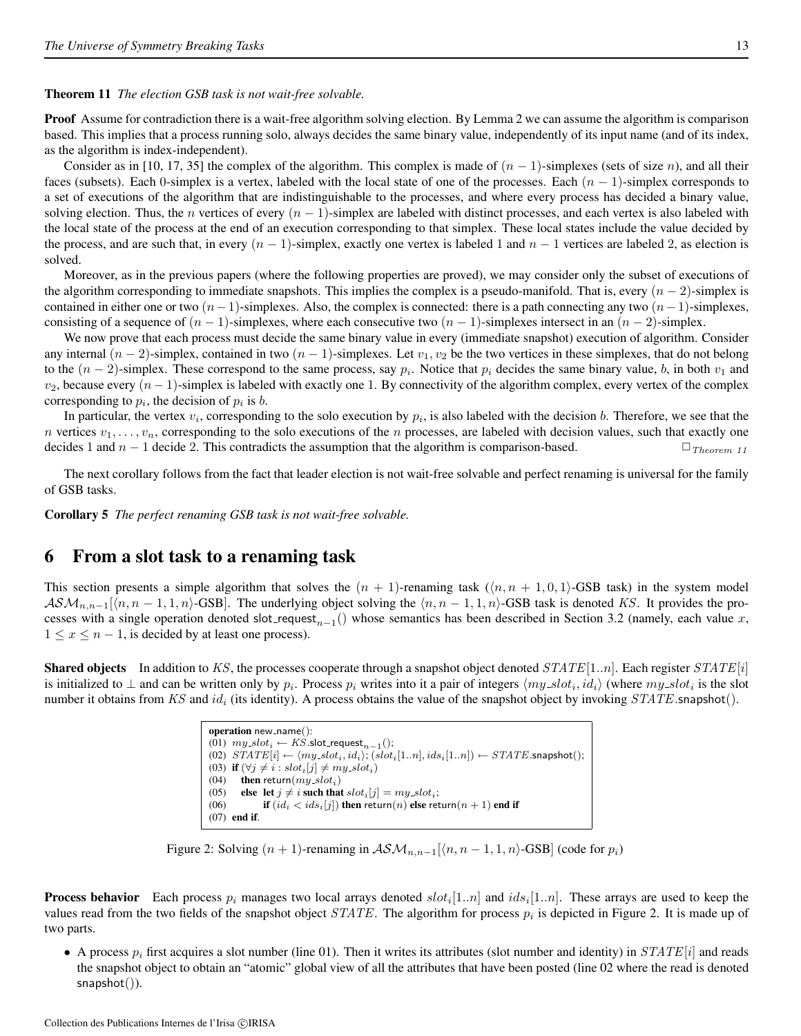**Theorem 11** *The election GSB task is not wait-free solvable.*

**Proof** Assume for contradiction there is a wait-free algorithm solving election. By Lemma 2 we can assume the algorithm is comparison based. This implies that a process running solo, always decides the same binary value, independently of its input name (and of its index, as the algorithm is index-independent).

Consider as in [10, 17, 35] the complex of the algorithm. This complex is made of $(n-1)$-simplexes (sets of size $n$), and all their faces (subsets). Each 0-simplex is a vertex, labeled with the local state of one of the processes. Each $(n-1)$-simplex corresponds to a set of executions of the algorithm that are indistinguishable to the processes, and where every process has decided a binary value, solving election. Thus, the $n$ vertices of every $(n-1)$-simplex are labeled with distinct processes, and each vertex is also labeled with the local state of the process at the end of an execution corresponding to that simplex. These local states include the value decided by the process, and are such that, in every $(n-1)$-simplex, exactly one vertex is labeled 1 and $n-1$ vertices are labeled 2, as election is solved.

Moreover, as in the previous papers (where the following properties are proved), we may consider only the subset of executions of the algorithm corresponding to immediate snapshots. This implies the complex is a pseudo-manifold. That is, every $(n-2)$-simplex is contained in either one or two $(n-1)$-simplexes. Also, the complex is connected: there is a path connecting any two $(n-1)$-simplexes, consisting of a sequence of $(n-1)$-simplexes, where each consecutive two $(n-1)$-simplexes intersect in an $(n-2)$-simplex.

We now prove that each process must decide the same binary value in every (immediate snapshot) execution of algorithm. Consider any internal $(n-2)$-simplex, contained in two $(n-1)$-simplexes. Let $v_1, v_2$ be the two vertices in these simplexes, that do not belong to the $(n-2)$-simplex. These correspond to the same process, say $p_i$. Notice that $p_i$ decides the same binary value, $b$, in both $v_1$ and $v_2$, because every $(n-1)$-simplex is labeled with exactly one 1. By connectivity of the algorithm complex, every vertex of the complex corresponding to $p_i$, the decision of $p_i$ is $b$.

In particular, the vertex $v_i$, corresponding to the solo execution by $p_i$, is also labeled with the decision $b$. Therefore, we see that the $n$ vertices $v_1, \ldots, v_n$, corresponding to the solo executions of the $n$ processes, are labeled with decision values, such that exactly one decides 1 and $n-1$ decide 2. This contradicts the assumption that the algorithm is comparison-based. $\Box_{Theorem\ 11}$

The next corollary follows from the fact that leader election is not wait-free solvable and perfect renaming is universal for the family of GSB tasks.

**Corollary 5** *The perfect renaming GSB task is not wait-free solvable.*

# 6 From a slot task to a renaming task

This section presents a simple algorithm that solves the $(n+1)$-renaming task ($\langle n, n+1, 0, 1\rangle$-GSB task) in the system model $\mathcal{ASM}_{n,n-1}[\langle n, n-1, 1, n\rangle\text{-GSB}]$. The underlying object solving the $\langle n, n-1, 1, n\rangle$-GSB task is denoted $KS$. It provides the processes with a single operation denoted $\mathsf{slot\_request}_{n-1}()$ whose semantics has been described in Section 3.2 (namely, each value $x$, $1 \leq x \leq n-1$, is decided by at least one process).

**Shared objects** In addition to $KS$, the processes cooperate through a snapshot object denoted $STATE[1..n]$. Each register $STATE[i]$ is initialized to $\perp$ and can be written only by $p_i$. Process $p_i$ writes into it a pair of integers $\langle my\_slot_i, id_i\rangle$ (where $my\_slot_i$ is the slot number it obtains from $KS$ and $id_i$ (its identity). A process obtains the value of the snapshot object by invoking $STATE.\mathsf{snapshot}()$.

```
operation new_name():
(01) my_slot_i ← KS.slot_request_{n-1}();
(02) STATE[i] ← ⟨my_slot_i, id_i⟩; (slot_i[1..n], ids_i[1..n]) ← STATE.snapshot();
(03) if (∀j ≠ i : slot_i[j] ≠ my_slot_i)
(04)     then return(my_slot_i)
(05)     else let j ≠ i such that slot_i[j] = my_slot_i;
(06)          if (id_i < ids_i[j]) then return(n) else return(n+1) end if
(07) end if.
```

Figure 2: Solving $(n+1)$-renaming in $\mathcal{ASM}_{n,n-1}[\langle n, n-1, 1, n\rangle\text{-GSB}]$ (code for $p_i$)

**Process behavior** Each process $p_i$ manages two local arrays denoted $slot_i[1..n]$ and $ids_i[1..n]$. These arrays are used to keep the values read from the two fields of the snapshot object $STATE$. The algorithm for process $p_i$ is depicted in Figure 2. It is made up of two parts.

- A process $p_i$ first acquires a slot number (line 01). Then it writes its attributes (slot number and identity) in $STATE[i]$ and reads the snapshot object to obtain an "atomic" global view of all the attributes that have been posted (line 02 where the read is denoted $\mathsf{snapshot}()$).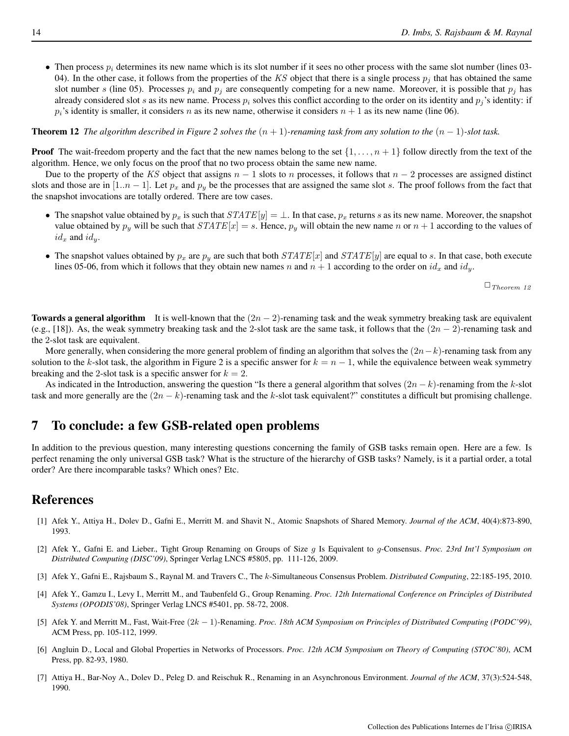- Then process $p_i$ determines its new name which is its slot number if it sees no other process with the same slot number (lines 03-04). In the other case, it follows from the properties of the $KS$ object that there is a single process $p_j$ that has obtained the same slot number $s$ (line 05). Processes $p_i$ and $p_j$ are consequently competing for a new name. Moreover, it is possible that $p_j$ has already considered slot $s$ as its new name. Process $p_i$ solves this conflict according to the order on its identity and $p_j$'s identity: if $p_i$'s identity is smaller, it considers $n$ as its new name, otherwise it considers $n+1$ as its new name (line 06).

**Theorem 12** *The algorithm described in Figure 2 solves the $(n+1)$-renaming task from any solution to the $(n-1)$-slot task.*

**Proof** The wait-freedom property and the fact that the new names belong to the set $\{1, \ldots, n+1\}$ follow directly from the text of the algorithm. Hence, we only focus on the proof that no two process obtain the same new name.

Due to the property of the $KS$ object that assigns $n-1$ slots to $n$ processes, it follows that $n-2$ processes are assigned distinct slots and those are in $[1..n-1]$. Let $p_x$ and $p_y$ be the processes that are assigned the same slot $s$. The proof follows from the fact that the snapshot invocations are totally ordered. There are tow cases.

- The snapshot value obtained by $p_x$ is such that $STATE[y] = \perp$. In that case, $p_x$ returns $s$ as its new name. Moreover, the snapshot value obtained by $p_y$ will be such that $STATE[x] = s$. Hence, $p_y$ will obtain the new name $n$ or $n+1$ according to the values of $id_x$ and $id_y$.
- The snapshot values obtained by $p_x$ are $p_y$ are such that both $STATE[x]$ and $STATE[y]$ are equal to $s$. In that case, both execute lines 05-06, from which it follows that they obtain new names $n$ and $n+1$ according to the order on $id_x$ and $id_y$.

$\square_{Theorem\ 12}$

**Towards a general algorithm** It is well-known that the $(2n-2)$-renaming task and the weak symmetry breaking task are equivalent (e.g., [18]). As, the weak symmetry breaking task and the 2-slot task are the same task, it follows that the $(2n-2)$-renaming task and the 2-slot task are equivalent.

More generally, when considering the more general problem of finding an algorithm that solves the $(2n-k)$-renaming task from any solution to the $k$-slot task, the algorithm in Figure 2 is a specific answer for $k = n-1$, while the equivalence between weak symmetry breaking and the 2-slot task is a specific answer for $k = 2$.

As indicated in the Introduction, answering the question "Is there a general algorithm that solves $(2n-k)$-renaming from the $k$-slot task and more generally are the $(2n-k)$-renaming task and the $k$-slot task equivalent?" constitutes a difficult but promising challenge.

## 7 To conclude: a few GSB-related open problems

In addition to the previous question, many interesting questions concerning the family of GSB tasks remain open. Here are a few. Is perfect renaming the only universal GSB task? What is the structure of the hierarchy of GSB tasks? Namely, is it a partial order, a total order? Are there incomparable tasks? Which ones? Etc.

## References

[1] Afek Y., Attiya H., Dolev D., Gafni E., Merritt M. and Shavit N., Atomic Snapshots of Shared Memory. *Journal of the ACM*, 40(4):873-890, 1993.

[2] Afek Y., Gafni E. and Lieber., Tight Group Renaming on Groups of Size $g$ Is Equivalent to $g$-Consensus. *Proc. 23rd Int'l Symposium on Distributed Computing (DISC'09)*, Springer Verlag LNCS #5805, pp. 111-126, 2009.

[3] Afek Y., Gafni E., Rajsbaum S., Raynal M. and Travers C., The $k$-Simultaneous Consensus Problem. *Distributed Computing*, 22:185-195, 2010.

[4] Afek Y., Gamzu I., Levy I., Merritt M., and Taubenfeld G., Group Renaming. *Proc. 12th International Conference on Principles of Distributed Systems (OPODIS'08)*, Springer Verlag LNCS #5401, pp. 58-72, 2008.

[5] Afek Y. and Merritt M., Fast, Wait-Free $(2k-1)$-Renaming. *Proc. 18th ACM Symposium on Principles of Distributed Computing (PODC'99)*, ACM Press, pp. 105-112, 1999.

[6] Angluin D., Local and Global Properties in Networks of Processors. *Proc. 12th ACM Symposium on Theory of Computing (STOC'80)*, ACM Press, pp. 82-93, 1980.

[7] Attiya H., Bar-Noy A., Dolev D., Peleg D. and Reischuk R., Renaming in an Asynchronous Environment. *Journal of the ACM*, 37(3):524-548, 1990.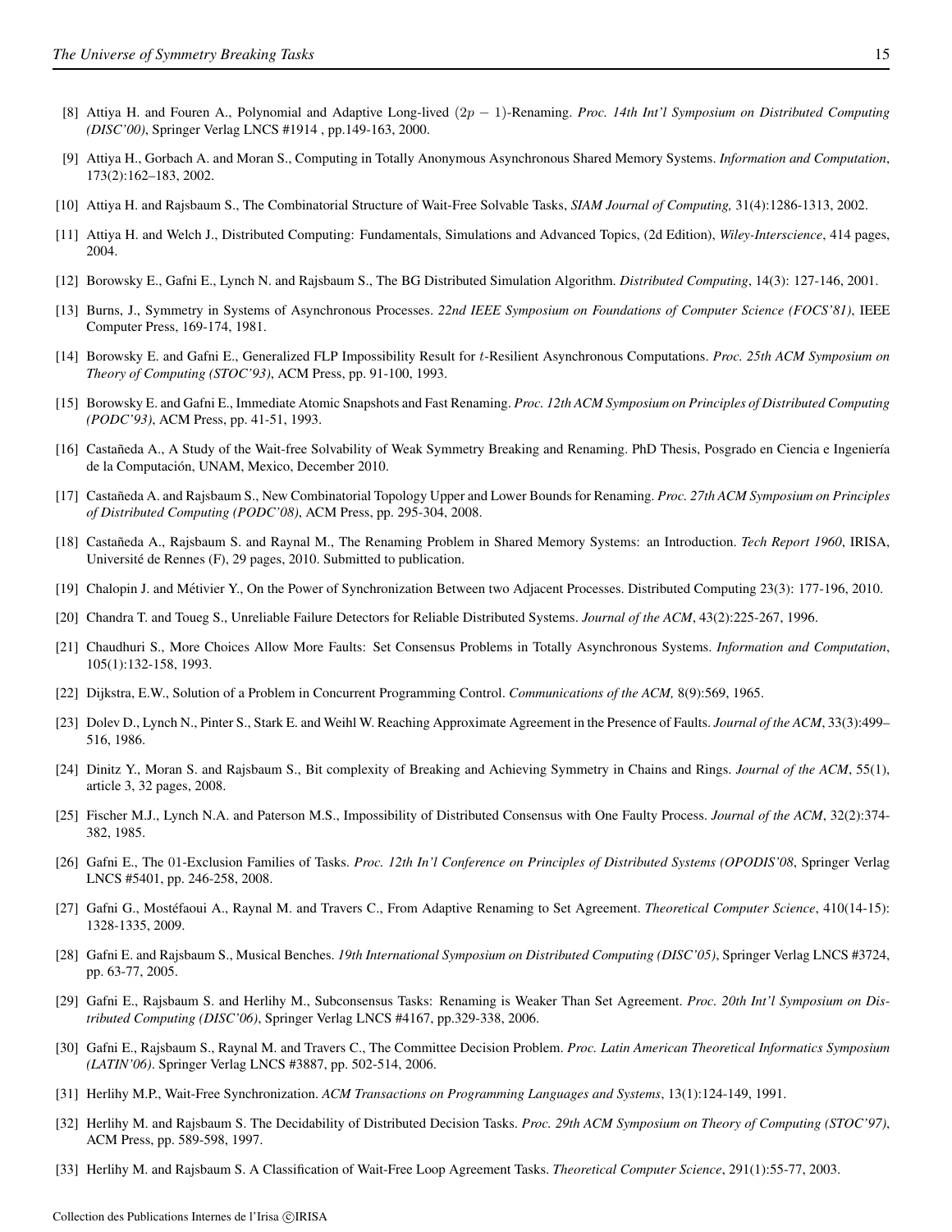[8] Attiya H. and Fouren A., Polynomial and Adaptive Long-lived $(2p-1)$-Renaming. *Proc. 14th Int'l Symposium on Distributed Computing (DISC'00)*, Springer Verlag LNCS #1914 , pp.149-163, 2000.

[9] Attiya H., Gorbach A. and Moran S., Computing in Totally Anonymous Asynchronous Shared Memory Systems. *Information and Computation*, 173(2):162–183, 2002.

[10] Attiya H. and Rajsbaum S., The Combinatorial Structure of Wait-Free Solvable Tasks, *SIAM Journal of Computing,* 31(4):1286-1313, 2002.

[11] Attiya H. and Welch J., Distributed Computing: Fundamentals, Simulations and Advanced Topics, (2d Edition), *Wiley-Interscience*, 414 pages, 2004.

[12] Borowsky E., Gafni E., Lynch N. and Rajsbaum S., The BG Distributed Simulation Algorithm. *Distributed Computing*, 14(3): 127-146, 2001.

[13] Burns, J., Symmetry in Systems of Asynchronous Processes. *22nd IEEE Symposium on Foundations of Computer Science (FOCS'81)*, IEEE Computer Press, 169-174, 1981.

[14] Borowsky E. and Gafni E., Generalized FLP Impossibility Result for $t$-Resilient Asynchronous Computations. *Proc. 25th ACM Symposium on Theory of Computing (STOC'93)*, ACM Press, pp. 91-100, 1993.

[15] Borowsky E. and Gafni E., Immediate Atomic Snapshots and Fast Renaming. *Proc. 12th ACM Symposium on Principles of Distributed Computing (PODC'93)*, ACM Press, pp. 41-51, 1993.

[16] Castañeda A., A Study of the Wait-free Solvability of Weak Symmetry Breaking and Renaming. PhD Thesis, Posgrado en Ciencia e Ingeniería de la Computación, UNAM, Mexico, December 2010.

[17] Castañeda A. and Rajsbaum S., New Combinatorial Topology Upper and Lower Bounds for Renaming. *Proc. 27th ACM Symposium on Principles of Distributed Computing (PODC'08)*, ACM Press, pp. 295-304, 2008.

[18] Castañeda A., Rajsbaum S. and Raynal M., The Renaming Problem in Shared Memory Systems: an Introduction. *Tech Report 1960*, IRISA, Université de Rennes (F), 29 pages, 2010. Submitted to publication.

[19] Chalopin J. and Métivier Y., On the Power of Synchronization Between two Adjacent Processes. Distributed Computing 23(3): 177-196, 2010.

[20] Chandra T. and Toueg S., Unreliable Failure Detectors for Reliable Distributed Systems. *Journal of the ACM*, 43(2):225-267, 1996.

[21] Chaudhuri S., More Choices Allow More Faults: Set Consensus Problems in Totally Asynchronous Systems. *Information and Computation*, 105(1):132-158, 1993.

[22] Dijkstra, E.W., Solution of a Problem in Concurrent Programming Control. *Communications of the ACM,* 8(9):569, 1965.

[23] Dolev D., Lynch N., Pinter S., Stark E. and Weihl W. Reaching Approximate Agreement in the Presence of Faults. *Journal of the ACM*, 33(3):499–516, 1986.

[24] Dinitz Y., Moran S. and Rajsbaum S., Bit complexity of Breaking and Achieving Symmetry in Chains and Rings. *Journal of the ACM*, 55(1), article 3, 32 pages, 2008.

[25] Fischer M.J., Lynch N.A. and Paterson M.S., Impossibility of Distributed Consensus with One Faulty Process. *Journal of the ACM*, 32(2):374-382, 1985.

[26] Gafni E., The 01-Exclusion Families of Tasks. *Proc. 12th In'l Conference on Principles of Distributed Systems (OPODIS'08*, Springer Verlag LNCS #5401, pp. 246-258, 2008.

[27] Gafni G., Mostéfaoui A., Raynal M. and Travers C., From Adaptive Renaming to Set Agreement. *Theoretical Computer Science*, 410(14-15): 1328-1335, 2009.

[28] Gafni E. and Rajsbaum S., Musical Benches. *19th International Symposium on Distributed Computing (DISC'05)*, Springer Verlag LNCS #3724, pp. 63-77, 2005.

[29] Gafni E., Rajsbaum S. and Herlihy M., Subconsensus Tasks: Renaming is Weaker Than Set Agreement. *Proc. 20th Int'l Symposium on Distributed Computing (DISC'06)*, Springer Verlag LNCS #4167, pp.329-338, 2006.

[30] Gafni E., Rajsbaum S., Raynal M. and Travers C., The Committee Decision Problem. *Proc. Latin American Theoretical Informatics Symposium (LATIN'06)*. Springer Verlag LNCS #3887, pp. 502-514, 2006.

[31] Herlihy M.P., Wait-Free Synchronization. *ACM Transactions on Programming Languages and Systems*, 13(1):124-149, 1991.

[32] Herlihy M. and Rajsbaum S. The Decidability of Distributed Decision Tasks. *Proc. 29th ACM Symposium on Theory of Computing (STOC'97)*, ACM Press, pp. 589-598, 1997.

[33] Herlihy M. and Rajsbaum S. A Classification of Wait-Free Loop Agreement Tasks. *Theoretical Computer Science*, 291(1):55-77, 2003.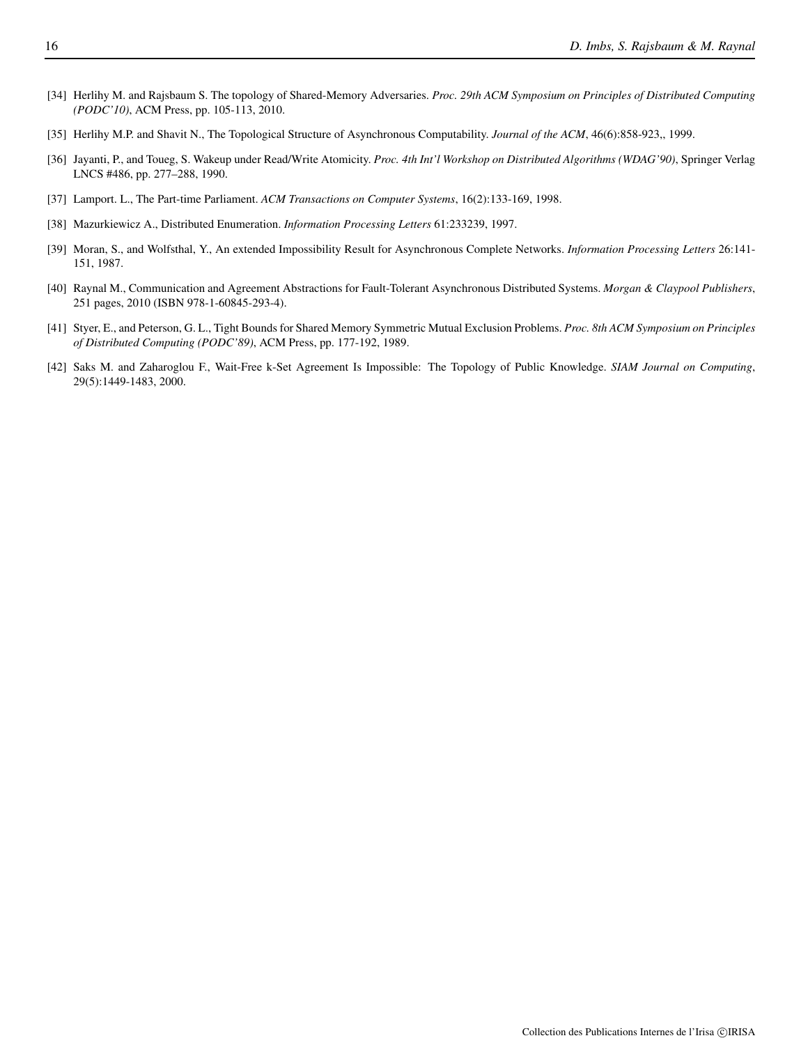[34] Herlihy M. and Rajsbaum S. The topology of Shared-Memory Adversaries. *Proc. 29th ACM Symposium on Principles of Distributed Computing (PODC'10)*, ACM Press, pp. 105-113, 2010.

[35] Herlihy M.P. and Shavit N., The Topological Structure of Asynchronous Computability. *Journal of the ACM*, 46(6):858-923,, 1999.

[36] Jayanti, P., and Toueg, S. Wakeup under Read/Write Atomicity. *Proc. 4th Int'l Workshop on Distributed Algorithms (WDAG'90)*, Springer Verlag LNCS #486, pp. 277–288, 1990.

[37] Lamport. L., The Part-time Parliament. *ACM Transactions on Computer Systems*, 16(2):133-169, 1998.

[38] Mazurkiewicz A., Distributed Enumeration. *Information Processing Letters* 61:233239, 1997.

[39] Moran, S., and Wolfsthal, Y., An extended Impossibility Result for Asynchronous Complete Networks. *Information Processing Letters* 26:141-151, 1987.

[40] Raynal M., Communication and Agreement Abstractions for Fault-Tolerant Asynchronous Distributed Systems. *Morgan & Claypool Publishers*, 251 pages, 2010 (ISBN 978-1-60845-293-4).

[41] Styer, E., and Peterson, G. L., Tight Bounds for Shared Memory Symmetric Mutual Exclusion Problems. *Proc. 8th ACM Symposium on Principles of Distributed Computing (PODC'89)*, ACM Press, pp. 177-192, 1989.

[42] Saks M. and Zaharoglou F., Wait-Free k-Set Agreement Is Impossible: The Topology of Public Knowledge. *SIAM Journal on Computing*, 29(5):1449-1483, 2000.